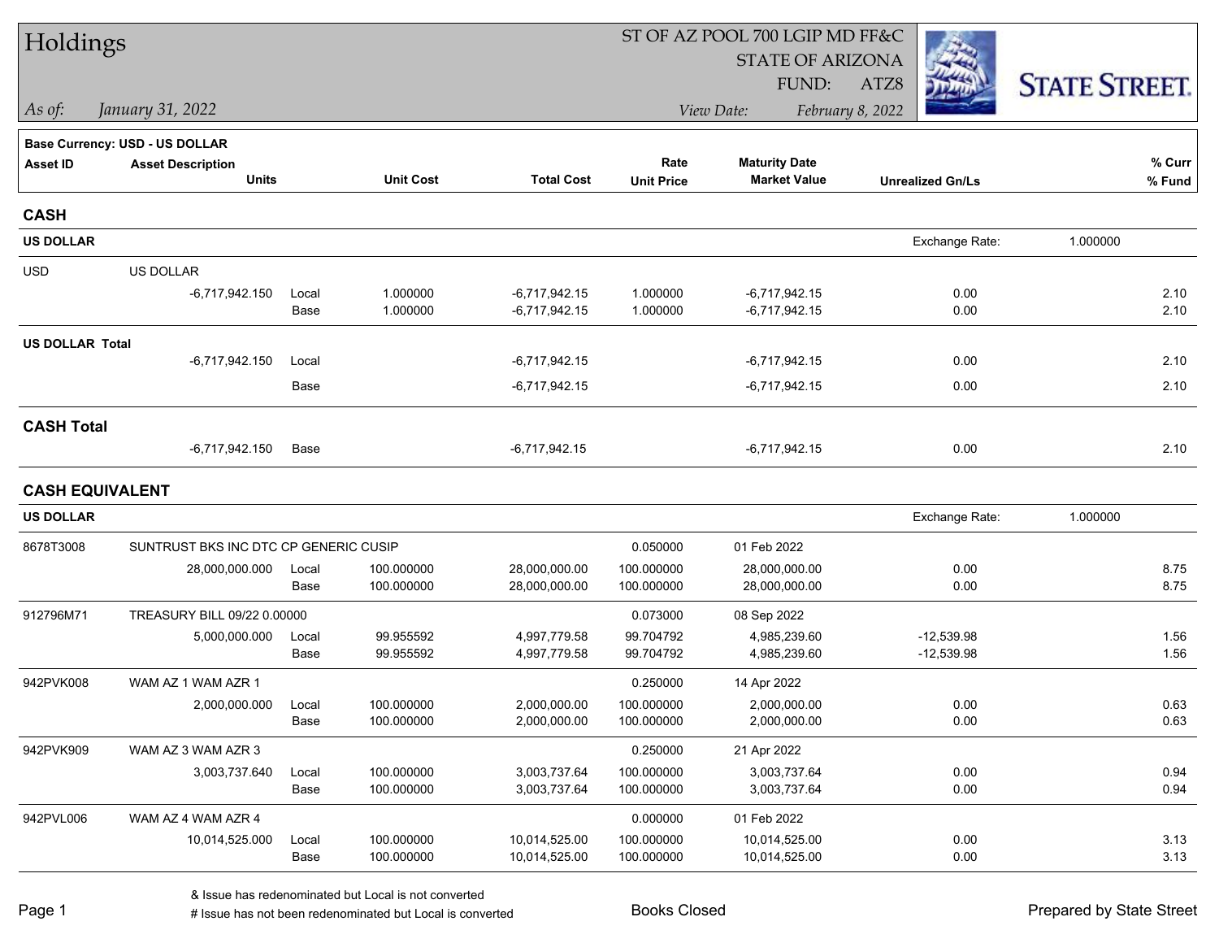# Holdings

ST OF AZ POOL 700 LGIP MD FF&C
STATE OF ARIZONA
FUND: ATZ8

*As of: January 31, 2022*

*View Date: February 8, 2022*

STATE STREET.

**Base Currency: USD - US DOLLAR**

| Asset ID | Asset Description / Units | | Unit Cost | Total Cost | Rate / Unit Price | Maturity Date / Market Value | Unrealized Gn/Ls | % Curr / % Fund |
|---|---|---|---|---|---|---|---|---|
| **CASH** | | | | | | | | |
| **US DOLLAR** | | | | | | | Exchange Rate: 1.000000 | |
| USD | US DOLLAR | | | | | | | |
| | -6,717,942.150 | Local | 1.000000 | -6,717,942.15 | 1.000000 | -6,717,942.15 | 0.00 | 2.10 |
| | | Base | 1.000000 | -6,717,942.15 | 1.000000 | -6,717,942.15 | 0.00 | 2.10 |
| **US DOLLAR Total** | | | | | | | | |
| | -6,717,942.150 | Local | | -6,717,942.15 | | -6,717,942.15 | 0.00 | 2.10 |
| | | Base | | -6,717,942.15 | | -6,717,942.15 | 0.00 | 2.10 |
| **CASH Total** | | | | | | | | |
| | -6,717,942.150 | Base | | -6,717,942.15 | | -6,717,942.15 | 0.00 | 2.10 |
| **CASH EQUIVALENT** | | | | | | | | |
| **US DOLLAR** | | | | | | | Exchange Rate: 1.000000 | |
| 8678T3008 | SUNTRUST BKS INC DTC CP GENERIC CUSIP | | | | 0.050000 | 01 Feb 2022 | | |
| | 28,000,000.000 | Local | 100.000000 | 28,000,000.00 | 100.000000 | 28,000,000.00 | 0.00 | 8.75 |
| | | Base | 100.000000 | 28,000,000.00 | 100.000000 | 28,000,000.00 | 0.00 | 8.75 |
| 912796M71 | TREASURY BILL 09/22 0.00000 | | | | 0.073000 | 08 Sep 2022 | | |
| | 5,000,000.000 | Local | 99.955592 | 4,997,779.58 | 99.704792 | 4,985,239.60 | -12,539.98 | 1.56 |
| | | Base | 99.955592 | 4,997,779.58 | 99.704792 | 4,985,239.60 | -12,539.98 | 1.56 |
| 942PVK008 | WAM AZ 1 WAM AZR 1 | | | | 0.250000 | 14 Apr 2022 | | |
| | 2,000,000.000 | Local | 100.000000 | 2,000,000.00 | 100.000000 | 2,000,000.00 | 0.00 | 0.63 |
| | | Base | 100.000000 | 2,000,000.00 | 100.000000 | 2,000,000.00 | 0.00 | 0.63 |
| 942PVK909 | WAM AZ 3 WAM AZR 3 | | | | 0.250000 | 21 Apr 2022 | | |
| | 3,003,737.640 | Local | 100.000000 | 3,003,737.64 | 100.000000 | 3,003,737.64 | 0.00 | 0.94 |
| | | Base | 100.000000 | 3,003,737.64 | 100.000000 | 3,003,737.64 | 0.00 | 0.94 |
| 942PVL006 | WAM AZ 4 WAM AZR 4 | | | | 0.000000 | 01 Feb 2022 | | |
| | 10,014,525.000 | Local | 100.000000 | 10,014,525.00 | 100.000000 | 10,014,525.00 | 0.00 | 3.13 |
| | | Base | 100.000000 | 10,014,525.00 | 100.000000 | 10,014,525.00 | 0.00 | 3.13 |

& Issue has redenominated but Local is not converted
# Issue has not been redenominated but Local is converted

Books Closed

Prepared by State Street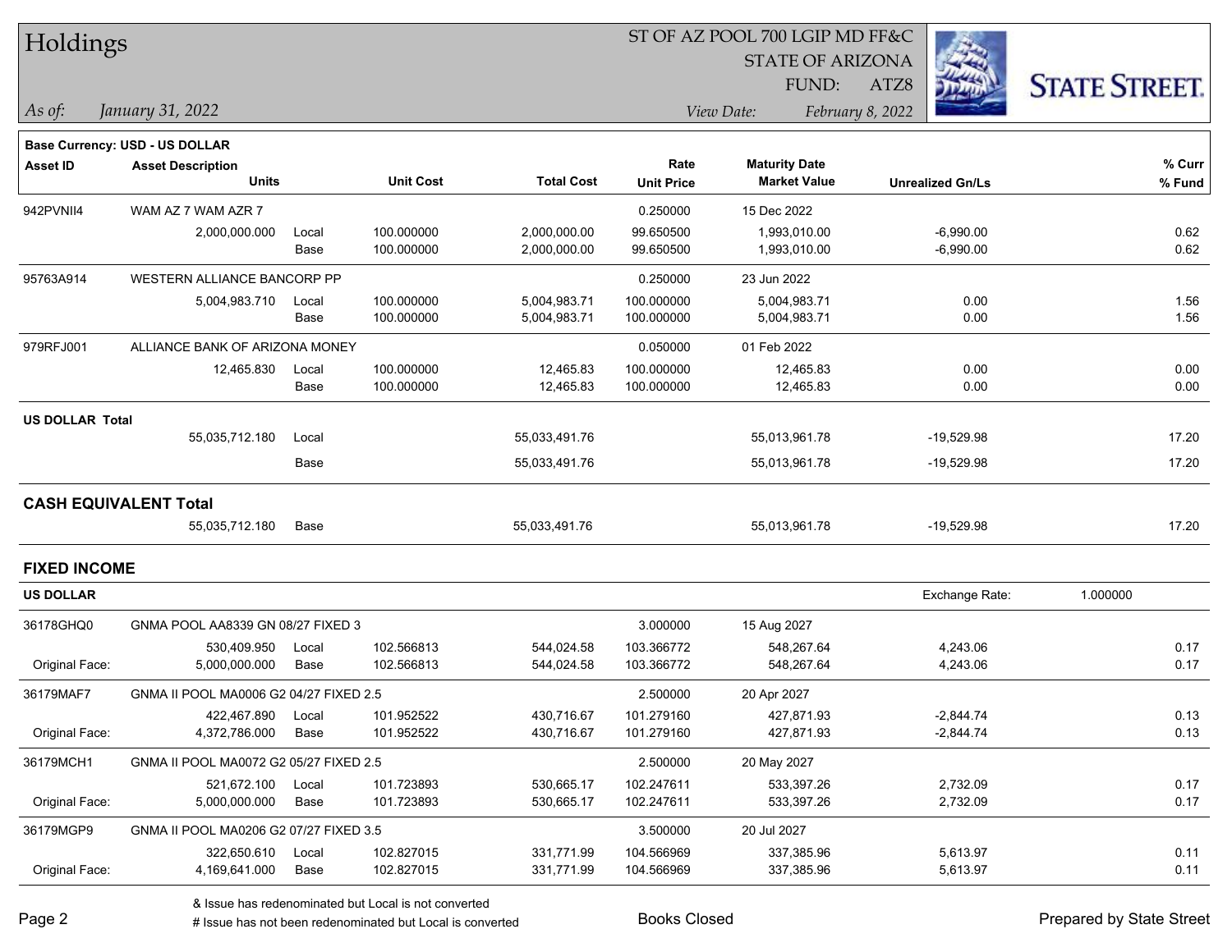# Holdings

ST OF AZ POOL 700 LGIP MD FF&C
STATE OF ARIZONA
FUND: ATZ8

*As of:* *January 31, 2022*

*View Date:* *February 8, 2022*

**Base Currency: USD - US DOLLAR**

| Asset ID | Asset Description / Units | | Unit Cost | Total Cost | Rate / Unit Price | Maturity Date / Market Value | Unrealized Gn/Ls | % Curr / % Fund |
|---|---|---|---|---|---|---|---|---|
| 942PVNII4 | WAM AZ 7 WAM AZR 7 | | | | 0.250000 | 15 Dec 2022 | | |
| | 2,000,000.000 | Local | 100.000000 | 2,000,000.00 | 99.650500 | 1,993,010.00 | -6,990.00 | 0.62 |
| | | Base | 100.000000 | 2,000,000.00 | 99.650500 | 1,993,010.00 | -6,990.00 | 0.62 |
| 95763A914 | WESTERN ALLIANCE BANCORP PP | | | | 0.250000 | 23 Jun 2022 | | |
| | 5,004,983.710 | Local | 100.000000 | 5,004,983.71 | 100.000000 | 5,004,983.71 | 0.00 | 1.56 |
| | | Base | 100.000000 | 5,004,983.71 | 100.000000 | 5,004,983.71 | 0.00 | 1.56 |
| 979RFJ001 | ALLIANCE BANK OF ARIZONA MONEY | | | | 0.050000 | 01 Feb 2022 | | |
| | 12,465.830 | Local | 100.000000 | 12,465.83 | 100.000000 | 12,465.83 | 0.00 | 0.00 |
| | | Base | 100.000000 | 12,465.83 | 100.000000 | 12,465.83 | 0.00 | 0.00 |
| **US DOLLAR Total** | | | | | | | | |
| | 55,035,712.180 | Local | | 55,033,491.76 | | 55,013,961.78 | -19,529.98 | 17.20 |
| | | Base | | 55,033,491.76 | | 55,013,961.78 | -19,529.98 | 17.20 |
| **CASH EQUIVALENT Total** | | | | | | | | |
| | 55,035,712.180 | Base | | 55,033,491.76 | | 55,013,961.78 | -19,529.98 | 17.20 |

## FIXED INCOME

**US DOLLAR** — Exchange Rate: 1.000000

| Asset ID | Asset Description / Units | | Unit Cost | Total Cost | Rate / Unit Price | Maturity Date / Market Value | Unrealized Gn/Ls | % Curr / % Fund |
|---|---|---|---|---|---|---|---|---|
| 36178GHQ0 | GNMA POOL AA8339 GN 08/27 FIXED 3 | | | | 3.000000 | 15 Aug 2027 | | |
| | 530,409.950 | Local | 102.566813 | 544,024.58 | 103.366772 | 548,267.64 | 4,243.06 | 0.17 |
| Original Face: | 5,000,000.000 | Base | 102.566813 | 544,024.58 | 103.366772 | 548,267.64 | 4,243.06 | 0.17 |
| 36179MAF7 | GNMA II POOL MA0006 G2 04/27 FIXED 2.5 | | | | 2.500000 | 20 Apr 2027 | | |
| | 422,467.890 | Local | 101.952522 | 430,716.67 | 101.279160 | 427,871.93 | -2,844.74 | 0.13 |
| Original Face: | 4,372,786.000 | Base | 101.952522 | 430,716.67 | 101.279160 | 427,871.93 | -2,844.74 | 0.13 |
| 36179MCH1 | GNMA II POOL MA0072 G2 05/27 FIXED 2.5 | | | | 2.500000 | 20 May 2027 | | |
| | 521,672.100 | Local | 101.723893 | 530,665.17 | 102.247611 | 533,397.26 | 2,732.09 | 0.17 |
| Original Face: | 5,000,000.000 | Base | 101.723893 | 530,665.17 | 102.247611 | 533,397.26 | 2,732.09 | 0.17 |
| 36179MGP9 | GNMA II POOL MA0206 G2 07/27 FIXED 3.5 | | | | 3.500000 | 20 Jul 2027 | | |
| | 322,650.610 | Local | 102.827015 | 331,771.99 | 104.566969 | 337,385.96 | 5,613.97 | 0.11 |
| Original Face: | 4,169,641.000 | Base | 102.827015 | 331,771.99 | 104.566969 | 337,385.96 | 5,613.97 | 0.11 |

& Issue has redenominated but Local is not converted
# Issue has not been redenominated but Local is converted

Books Closed

Prepared by State Street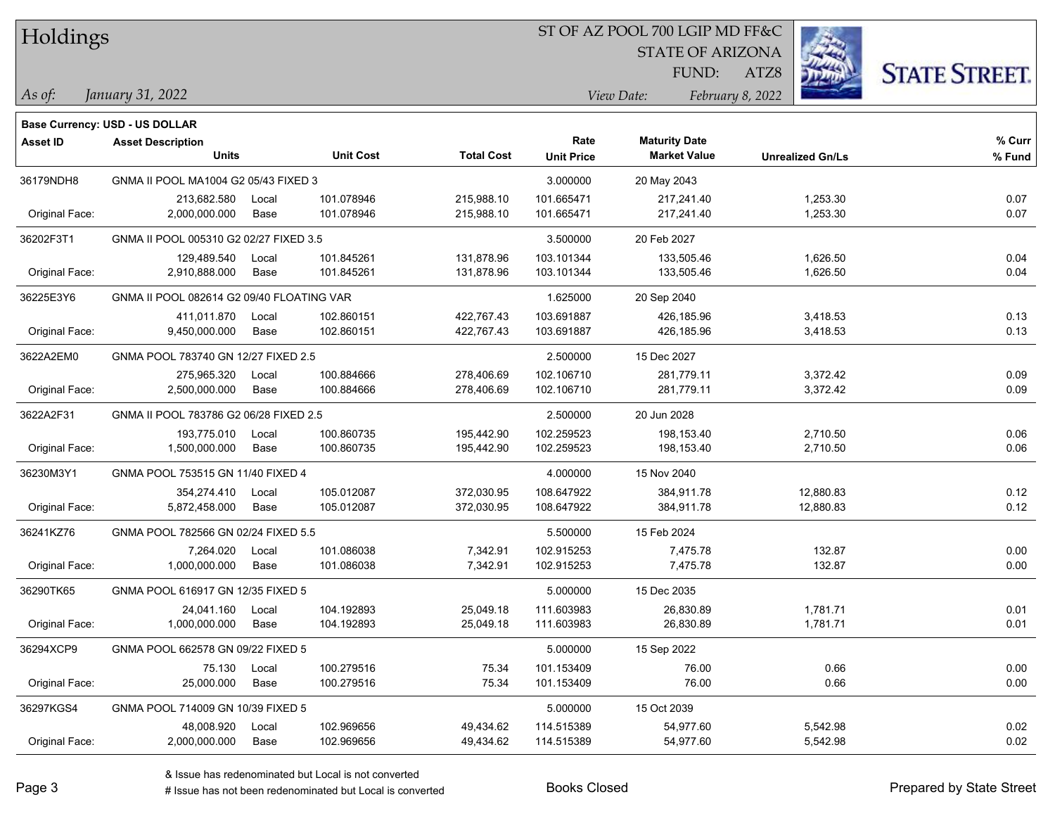# Holdings

ST OF AZ POOL 700 LGIP MD FF&C
STATE OF ARIZONA
FUND: ATZ8

*As of:* *January 31, 2022*
*View Date:* *February 8, 2022*

**Base Currency: USD - US DOLLAR**

| Asset ID | Asset Description / Units | | Unit Cost | Total Cost | Rate / Unit Price | Maturity Date / Market Value | Unrealized Gn/Ls | % Curr / % Fund |
|---|---|---|---|---|---|---|---|---|
| 36179NDH8 | GNMA II POOL MA1004 G2 05/43 FIXED 3 | | | | 3.000000 | 20 May 2043 | | |
| | 213,682.580 | Local | 101.078946 | 215,988.10 | 101.665471 | 217,241.40 | 1,253.30 | 0.07 |
| Original Face: | 2,000,000.000 | Base | 101.078946 | 215,988.10 | 101.665471 | 217,241.40 | 1,253.30 | 0.07 |
| 36202F3T1 | GNMA II POOL 005310 G2 02/27 FIXED 3.5 | | | | 3.500000 | 20 Feb 2027 | | |
| | 129,489.540 | Local | 101.845261 | 131,878.96 | 103.101344 | 133,505.46 | 1,626.50 | 0.04 |
| Original Face: | 2,910,888.000 | Base | 101.845261 | 131,878.96 | 103.101344 | 133,505.46 | 1,626.50 | 0.04 |
| 36225E3Y6 | GNMA II POOL 082614 G2 09/40 FLOATING VAR | | | | 1.625000 | 20 Sep 2040 | | |
| | 411,011.870 | Local | 102.860151 | 422,767.43 | 103.691887 | 426,185.96 | 3,418.53 | 0.13 |
| Original Face: | 9,450,000.000 | Base | 102.860151 | 422,767.43 | 103.691887 | 426,185.96 | 3,418.53 | 0.13 |
| 3622A2EM0 | GNMA POOL 783740 GN 12/27 FIXED 2.5 | | | | 2.500000 | 15 Dec 2027 | | |
| | 275,965.320 | Local | 100.884666 | 278,406.69 | 102.106710 | 281,779.11 | 3,372.42 | 0.09 |
| Original Face: | 2,500,000.000 | Base | 100.884666 | 278,406.69 | 102.106710 | 281,779.11 | 3,372.42 | 0.09 |
| 3622A2F31 | GNMA II POOL 783786 G2 06/28 FIXED 2.5 | | | | 2.500000 | 20 Jun 2028 | | |
| | 193,775.010 | Local | 100.860735 | 195,442.90 | 102.259523 | 198,153.40 | 2,710.50 | 0.06 |
| Original Face: | 1,500,000.000 | Base | 100.860735 | 195,442.90 | 102.259523 | 198,153.40 | 2,710.50 | 0.06 |
| 36230M3Y1 | GNMA POOL 753515 GN 11/40 FIXED 4 | | | | 4.000000 | 15 Nov 2040 | | |
| | 354,274.410 | Local | 105.012087 | 372,030.95 | 108.647922 | 384,911.78 | 12,880.83 | 0.12 |
| Original Face: | 5,872,458.000 | Base | 105.012087 | 372,030.95 | 108.647922 | 384,911.78 | 12,880.83 | 0.12 |
| 36241KZ76 | GNMA POOL 782566 GN 02/24 FIXED 5.5 | | | | 5.500000 | 15 Feb 2024 | | |
| | 7,264.020 | Local | 101.086038 | 7,342.91 | 102.915253 | 7,475.78 | 132.87 | 0.00 |
| Original Face: | 1,000,000.000 | Base | 101.086038 | 7,342.91 | 102.915253 | 7,475.78 | 132.87 | 0.00 |
| 36290TK65 | GNMA POOL 616917 GN 12/35 FIXED 5 | | | | 5.000000 | 15 Dec 2035 | | |
| | 24,041.160 | Local | 104.192893 | 25,049.18 | 111.603983 | 26,830.89 | 1,781.71 | 0.01 |
| Original Face: | 1,000,000.000 | Base | 104.192893 | 25,049.18 | 111.603983 | 26,830.89 | 1,781.71 | 0.01 |
| 36294XCP9 | GNMA POOL 662578 GN 09/22 FIXED 5 | | | | 5.000000 | 15 Sep 2022 | | |
| | 75.130 | Local | 100.279516 | 75.34 | 101.153409 | 76.00 | 0.66 | 0.00 |
| Original Face: | 25,000.000 | Base | 100.279516 | 75.34 | 101.153409 | 76.00 | 0.66 | 0.00 |
| 36297KGS4 | GNMA POOL 714009 GN 10/39 FIXED 5 | | | | 5.000000 | 15 Oct 2039 | | |
| | 48,008.920 | Local | 102.969656 | 49,434.62 | 114.515389 | 54,977.60 | 5,542.98 | 0.02 |
| Original Face: | 2,000,000.000 | Base | 102.969656 | 49,434.62 | 114.515389 | 54,977.60 | 5,542.98 | 0.02 |

& Issue has redenominated but Local is not converted
# Issue has not been redenominated but Local is converted

Books Closed

Prepared by State Street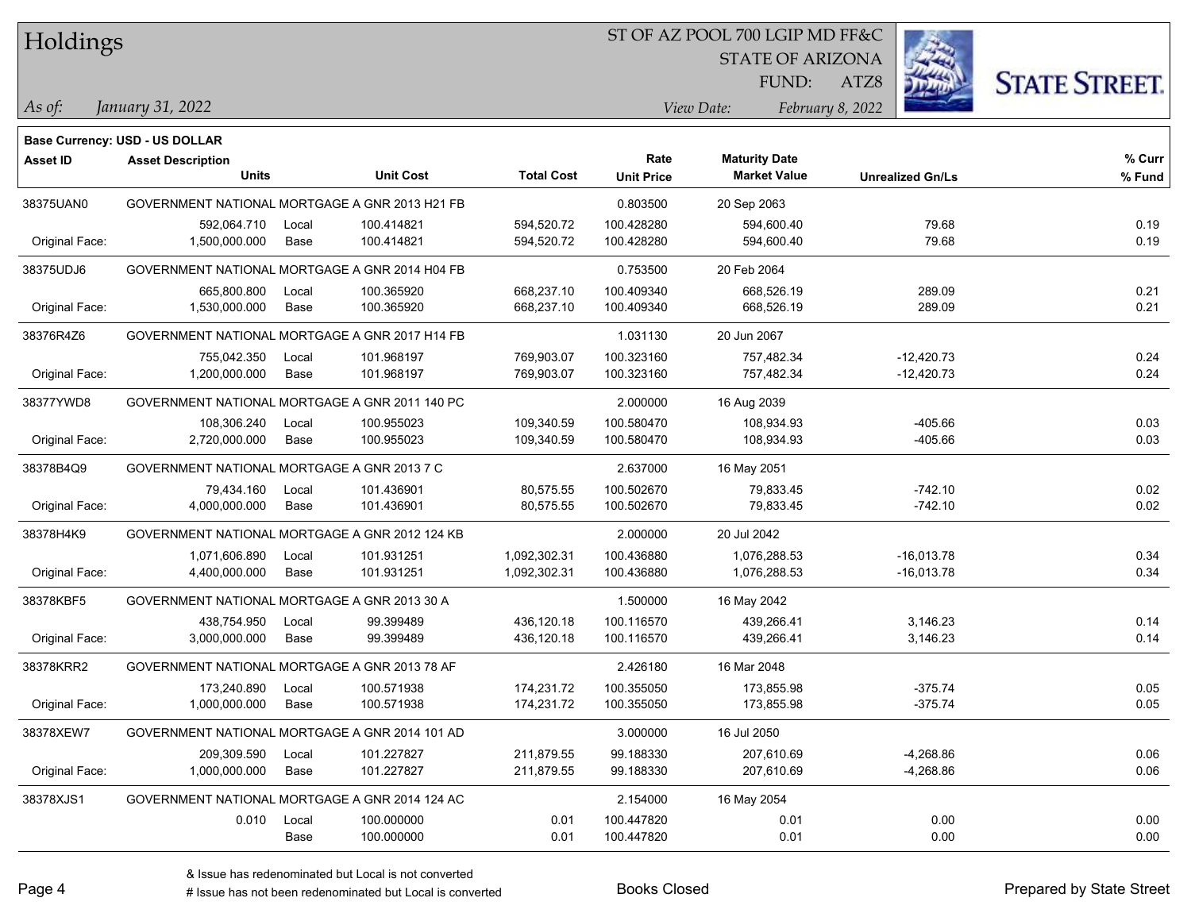# Holdings

ST OF AZ POOL 700 LGIP MD FF&C
STATE OF ARIZONA
FUND: ATZ8

*As of:* *January 31, 2022*

*View Date:* *February 8, 2022*

**Base Currency: USD - US DOLLAR**

| Asset ID | Asset Description / Units | | Unit Cost | Total Cost | Rate / Unit Price | Maturity Date / Market Value | Unrealized Gn/Ls | % Curr / % Fund |
|---|---|---|---|---|---|---|---|---|
| 38375UAN0 | GOVERNMENT NATIONAL MORTGAGE A GNR 2013 H21 FB | | | | 0.803500 | 20 Sep 2063 | | |
| | 592,064.710 | Local | 100.414821 | 594,520.72 | 100.428280 | 594,600.40 | 79.68 | 0.19 |
| Original Face: | 1,500,000.000 | Base | 100.414821 | 594,520.72 | 100.428280 | 594,600.40 | 79.68 | 0.19 |
| 38375UDJ6 | GOVERNMENT NATIONAL MORTGAGE A GNR 2014 H04 FB | | | | 0.753500 | 20 Feb 2064 | | |
| | 665,800.800 | Local | 100.365920 | 668,237.10 | 100.409340 | 668,526.19 | 289.09 | 0.21 |
| Original Face: | 1,530,000.000 | Base | 100.365920 | 668,237.10 | 100.409340 | 668,526.19 | 289.09 | 0.21 |
| 38376R4Z6 | GOVERNMENT NATIONAL MORTGAGE A GNR 2017 H14 FB | | | | 1.031130 | 20 Jun 2067 | | |
| | 755,042.350 | Local | 101.968197 | 769,903.07 | 100.323160 | 757,482.34 | -12,420.73 | 0.24 |
| Original Face: | 1,200,000.000 | Base | 101.968197 | 769,903.07 | 100.323160 | 757,482.34 | -12,420.73 | 0.24 |
| 38377YWD8 | GOVERNMENT NATIONAL MORTGAGE A GNR 2011 140 PC | | | | 2.000000 | 16 Aug 2039 | | |
| | 108,306.240 | Local | 100.955023 | 109,340.59 | 100.580470 | 108,934.93 | -405.66 | 0.03 |
| Original Face: | 2,720,000.000 | Base | 100.955023 | 109,340.59 | 100.580470 | 108,934.93 | -405.66 | 0.03 |
| 38378B4Q9 | GOVERNMENT NATIONAL MORTGAGE A GNR 2013 7 C | | | | 2.637000 | 16 May 2051 | | |
| | 79,434.160 | Local | 101.436901 | 80,575.55 | 100.502670 | 79,833.45 | -742.10 | 0.02 |
| Original Face: | 4,000,000.000 | Base | 101.436901 | 80,575.55 | 100.502670 | 79,833.45 | -742.10 | 0.02 |
| 38378H4K9 | GOVERNMENT NATIONAL MORTGAGE A GNR 2012 124 KB | | | | 2.000000 | 20 Jul 2042 | | |
| | 1,071,606.890 | Local | 101.931251 | 1,092,302.31 | 100.436880 | 1,076,288.53 | -16,013.78 | 0.34 |
| Original Face: | 4,400,000.000 | Base | 101.931251 | 1,092,302.31 | 100.436880 | 1,076,288.53 | -16,013.78 | 0.34 |
| 38378KBF5 | GOVERNMENT NATIONAL MORTGAGE A GNR 2013 30 A | | | | 1.500000 | 16 May 2042 | | |
| | 438,754.950 | Local | 99.399489 | 436,120.18 | 100.116570 | 439,266.41 | 3,146.23 | 0.14 |
| Original Face: | 3,000,000.000 | Base | 99.399489 | 436,120.18 | 100.116570 | 439,266.41 | 3,146.23 | 0.14 |
| 38378KRR2 | GOVERNMENT NATIONAL MORTGAGE A GNR 2013 78 AF | | | | 2.426180 | 16 Mar 2048 | | |
| | 173,240.890 | Local | 100.571938 | 174,231.72 | 100.355050 | 173,855.98 | -375.74 | 0.05 |
| Original Face: | 1,000,000.000 | Base | 100.571938 | 174,231.72 | 100.355050 | 173,855.98 | -375.74 | 0.05 |
| 38378XEW7 | GOVERNMENT NATIONAL MORTGAGE A GNR 2014 101 AD | | | | 3.000000 | 16 Jul 2050 | | |
| | 209,309.590 | Local | 101.227827 | 211,879.55 | 99.188330 | 207,610.69 | -4,268.86 | 0.06 |
| Original Face: | 1,000,000.000 | Base | 101.227827 | 211,879.55 | 99.188330 | 207,610.69 | -4,268.86 | 0.06 |
| 38378XJS1 | GOVERNMENT NATIONAL MORTGAGE A GNR 2014 124 AC | | | | 2.154000 | 16 May 2054 | | |
| | 0.010 | Local | 100.000000 | 0.01 | 100.447820 | 0.01 | 0.00 | 0.00 |
| | | Base | 100.000000 | 0.01 | 100.447820 | 0.01 | 0.00 | 0.00 |

& Issue has redenominated but Local is not converted
# Issue has not been redenominated but Local is converted

Books Closed

Prepared by State Street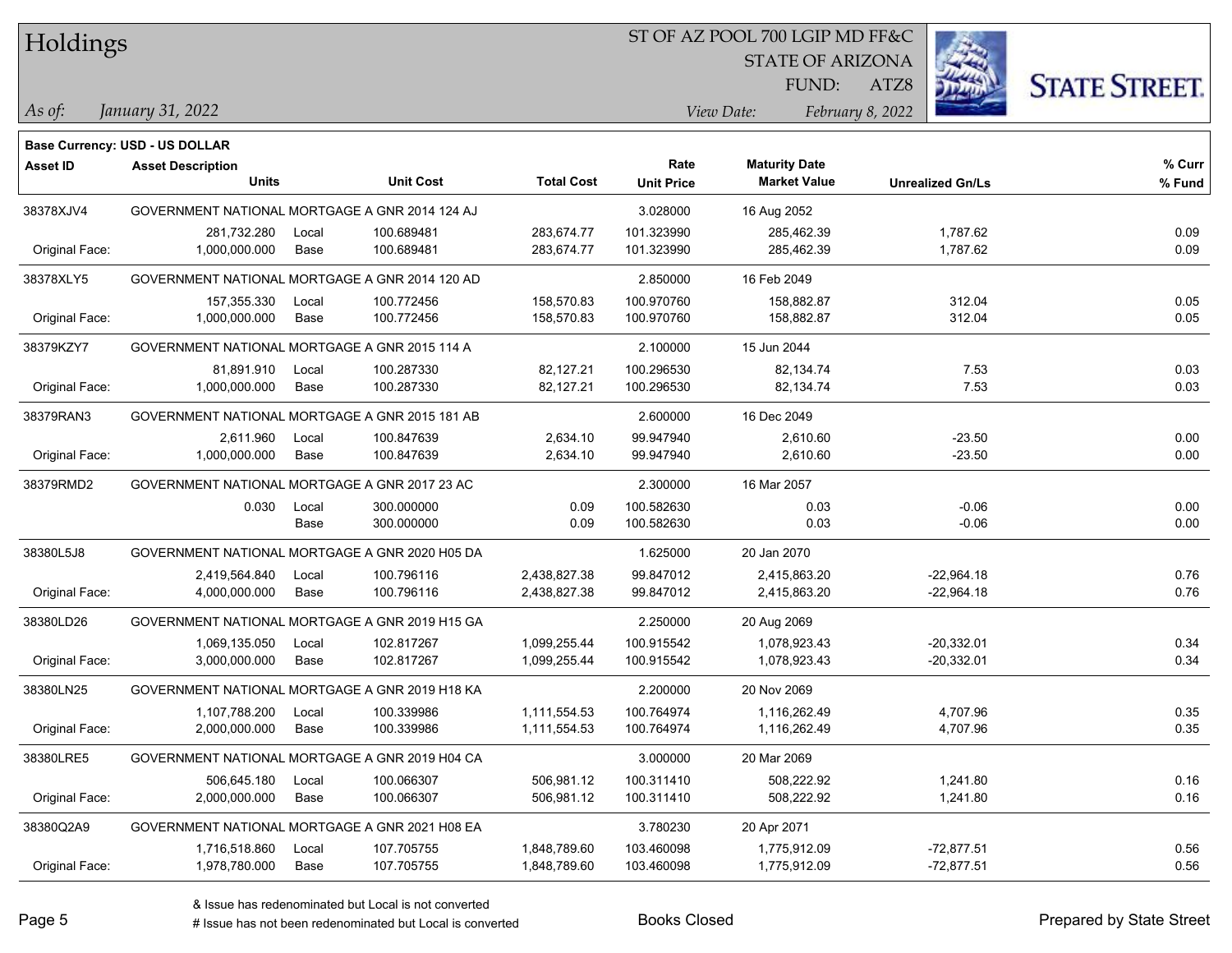# Holdings

ST OF AZ POOL 700 LGIP MD FF&C
STATE OF ARIZONA
FUND: ATZ8

*As of:* *January 31, 2022*
*View Date:* *February 8, 2022*

**Base Currency: USD - US DOLLAR**

| Asset ID | Asset Description / Units | | Unit Cost | Total Cost | Rate / Unit Price | Maturity Date / Market Value | Unrealized Gn/Ls | % Curr / % Fund |
|---|---|---|---|---|---|---|---|---|
| 38378XJV4 | GOVERNMENT NATIONAL MORTGAGE A GNR 2014 124 AJ | | | | 3.028000 | 16 Aug 2052 | | |
| | 281,732.280 | Local | 100.689481 | 283,674.77 | 101.323990 | 285,462.39 | 1,787.62 | 0.09 |
| Original Face: | 1,000,000.000 | Base | 100.689481 | 283,674.77 | 101.323990 | 285,462.39 | 1,787.62 | 0.09 |
| 38378XLY5 | GOVERNMENT NATIONAL MORTGAGE A GNR 2014 120 AD | | | | 2.850000 | 16 Feb 2049 | | |
| | 157,355.330 | Local | 100.772456 | 158,570.83 | 100.970760 | 158,882.87 | 312.04 | 0.05 |
| Original Face: | 1,000,000.000 | Base | 100.772456 | 158,570.83 | 100.970760 | 158,882.87 | 312.04 | 0.05 |
| 38379KZY7 | GOVERNMENT NATIONAL MORTGAGE A GNR 2015 114 A | | | | 2.100000 | 15 Jun 2044 | | |
| | 81,891.910 | Local | 100.287330 | 82,127.21 | 100.296530 | 82,134.74 | 7.53 | 0.03 |
| Original Face: | 1,000,000.000 | Base | 100.287330 | 82,127.21 | 100.296530 | 82,134.74 | 7.53 | 0.03 |
| 38379RAN3 | GOVERNMENT NATIONAL MORTGAGE A GNR 2015 181 AB | | | | 2.600000 | 16 Dec 2049 | | |
| | 2,611.960 | Local | 100.847639 | 2,634.10 | 99.947940 | 2,610.60 | -23.50 | 0.00 |
| Original Face: | 1,000,000.000 | Base | 100.847639 | 2,634.10 | 99.947940 | 2,610.60 | -23.50 | 0.00 |
| 38379RMD2 | GOVERNMENT NATIONAL MORTGAGE A GNR 2017 23 AC | | | | 2.300000 | 16 Mar 2057 | | |
| | 0.030 | Local | 300.000000 | 0.09 | 100.582630 | 0.03 | -0.06 | 0.00 |
| | | Base | 300.000000 | 0.09 | 100.582630 | 0.03 | -0.06 | 0.00 |
| 38380L5J8 | GOVERNMENT NATIONAL MORTGAGE A GNR 2020 H05 DA | | | | 1.625000 | 20 Jan 2070 | | |
| | 2,419,564.840 | Local | 100.796116 | 2,438,827.38 | 99.847012 | 2,415,863.20 | -22,964.18 | 0.76 |
| Original Face: | 4,000,000.000 | Base | 100.796116 | 2,438,827.38 | 99.847012 | 2,415,863.20 | -22,964.18 | 0.76 |
| 38380LD26 | GOVERNMENT NATIONAL MORTGAGE A GNR 2019 H15 GA | | | | 2.250000 | 20 Aug 2069 | | |
| | 1,069,135.050 | Local | 102.817267 | 1,099,255.44 | 100.915542 | 1,078,923.43 | -20,332.01 | 0.34 |
| Original Face: | 3,000,000.000 | Base | 102.817267 | 1,099,255.44 | 100.915542 | 1,078,923.43 | -20,332.01 | 0.34 |
| 38380LN25 | GOVERNMENT NATIONAL MORTGAGE A GNR 2019 H18 KA | | | | 2.200000 | 20 Nov 2069 | | |
| | 1,107,788.200 | Local | 100.339986 | 1,111,554.53 | 100.764974 | 1,116,262.49 | 4,707.96 | 0.35 |
| Original Face: | 2,000,000.000 | Base | 100.339986 | 1,111,554.53 | 100.764974 | 1,116,262.49 | 4,707.96 | 0.35 |
| 38380LRE5 | GOVERNMENT NATIONAL MORTGAGE A GNR 2019 H04 CA | | | | 3.000000 | 20 Mar 2069 | | |
| | 506,645.180 | Local | 100.066307 | 506,981.12 | 100.311410 | 508,222.92 | 1,241.80 | 0.16 |
| Original Face: | 2,000,000.000 | Base | 100.066307 | 506,981.12 | 100.311410 | 508,222.92 | 1,241.80 | 0.16 |
| 38380Q2A9 | GOVERNMENT NATIONAL MORTGAGE A GNR 2021 H08 EA | | | | 3.780230 | 20 Apr 2071 | | |
| | 1,716,518.860 | Local | 107.705755 | 1,848,789.60 | 103.460098 | 1,775,912.09 | -72,877.51 | 0.56 |
| Original Face: | 1,978,780.000 | Base | 107.705755 | 1,848,789.60 | 103.460098 | 1,775,912.09 | -72,877.51 | 0.56 |

& Issue has redenominated but Local is not converted
# Issue has not been redenominated but Local is converted

Books Closed

Prepared by State Street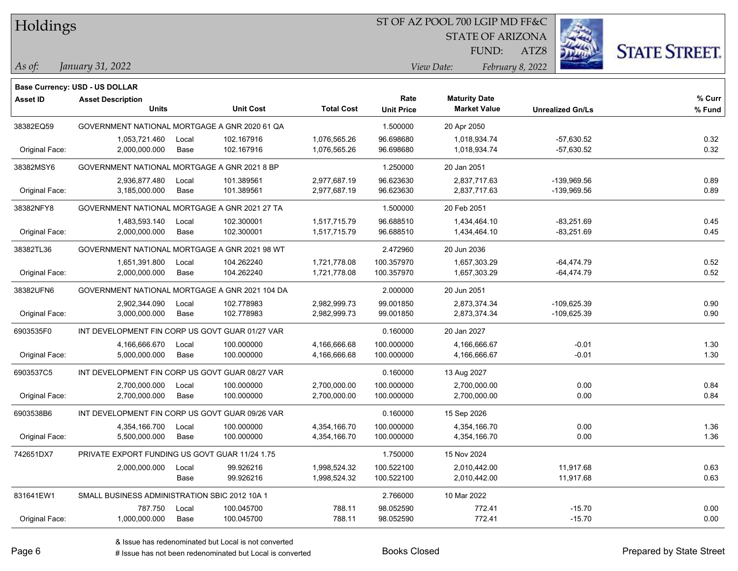# Holdings

ST OF AZ POOL 700 LGIP MD FF&C
STATE OF ARIZONA
FUND: ATZ8

*As of:* *January 31, 2022*

*View Date:* *February 8, 2022*

STATE STREET.

**Base Currency: USD - US DOLLAR**

| Asset ID | Asset Description / Units | | Unit Cost | Total Cost | Rate / Unit Price | Maturity Date / Market Value | Unrealized Gn/Ls | % Curr / % Fund |
|---|---|---|---|---|---|---|---|---|
| 38382EQ59 | GOVERNMENT NATIONAL MORTGAGE A GNR 2020 61 QA | | | | 1.500000 | 20 Apr 2050 | | |
| | 1,053,721.460 | Local | 102.167916 | 1,076,565.26 | 96.698680 | 1,018,934.74 | -57,630.52 | 0.32 |
| Original Face: | 2,000,000.000 | Base | 102.167916 | 1,076,565.26 | 96.698680 | 1,018,934.74 | -57,630.52 | 0.32 |
| 38382MSY6 | GOVERNMENT NATIONAL MORTGAGE A GNR 2021 8 BP | | | | 1.250000 | 20 Jan 2051 | | |
| | 2,936,877.480 | Local | 101.389561 | 2,977,687.19 | 96.623630 | 2,837,717.63 | -139,969.56 | 0.89 |
| Original Face: | 3,185,000.000 | Base | 101.389561 | 2,977,687.19 | 96.623630 | 2,837,717.63 | -139,969.56 | 0.89 |
| 38382NFY8 | GOVERNMENT NATIONAL MORTGAGE A GNR 2021 27 TA | | | | 1.500000 | 20 Feb 2051 | | |
| | 1,483,593.140 | Local | 102.300001 | 1,517,715.79 | 96.688510 | 1,434,464.10 | -83,251.69 | 0.45 |
| Original Face: | 2,000,000.000 | Base | 102.300001 | 1,517,715.79 | 96.688510 | 1,434,464.10 | -83,251.69 | 0.45 |
| 38382TL36 | GOVERNMENT NATIONAL MORTGAGE A GNR 2021 98 WT | | | | 2.472960 | 20 Jun 2036 | | |
| | 1,651,391.800 | Local | 104.262240 | 1,721,778.08 | 100.357970 | 1,657,303.29 | -64,474.79 | 0.52 |
| Original Face: | 2,000,000.000 | Base | 104.262240 | 1,721,778.08 | 100.357970 | 1,657,303.29 | -64,474.79 | 0.52 |
| 38382UFN6 | GOVERNMENT NATIONAL MORTGAGE A GNR 2021 104 DA | | | | 2.000000 | 20 Jun 2051 | | |
| | 2,902,344.090 | Local | 102.778983 | 2,982,999.73 | 99.001850 | 2,873,374.34 | -109,625.39 | 0.90 |
| Original Face: | 3,000,000.000 | Base | 102.778983 | 2,982,999.73 | 99.001850 | 2,873,374.34 | -109,625.39 | 0.90 |
| 6903535F0 | INT DEVELOPMENT FIN CORP US GOVT GUAR 01/27 VAR | | | | 0.160000 | 20 Jan 2027 | | |
| | 4,166,666.670 | Local | 100.000000 | 4,166,666.68 | 100.000000 | 4,166,666.67 | -0.01 | 1.30 |
| Original Face: | 5,000,000.000 | Base | 100.000000 | 4,166,666.68 | 100.000000 | 4,166,666.67 | -0.01 | 1.30 |
| 6903537C5 | INT DEVELOPMENT FIN CORP US GOVT GUAR 08/27 VAR | | | | 0.160000 | 13 Aug 2027 | | |
| | 2,700,000.000 | Local | 100.000000 | 2,700,000.00 | 100.000000 | 2,700,000.00 | 0.00 | 0.84 |
| Original Face: | 2,700,000.000 | Base | 100.000000 | 2,700,000.00 | 100.000000 | 2,700,000.00 | 0.00 | 0.84 |
| 6903538B6 | INT DEVELOPMENT FIN CORP US GOVT GUAR 09/26 VAR | | | | 0.160000 | 15 Sep 2026 | | |
| | 4,354,166.700 | Local | 100.000000 | 4,354,166.70 | 100.000000 | 4,354,166.70 | 0.00 | 1.36 |
| Original Face: | 5,500,000.000 | Base | 100.000000 | 4,354,166.70 | 100.000000 | 4,354,166.70 | 0.00 | 1.36 |
| 742651DX7 | PRIVATE EXPORT FUNDING US GOVT GUAR 11/24 1.75 | | | | 1.750000 | 15 Nov 2024 | | |
| | 2,000,000.000 | Local | 99.926216 | 1,998,524.32 | 100.522100 | 2,010,442.00 | 11,917.68 | 0.63 |
| | | Base | 99.926216 | 1,998,524.32 | 100.522100 | 2,010,442.00 | 11,917.68 | 0.63 |
| 831641EW1 | SMALL BUSINESS ADMINISTRATION SBIC 2012 10A 1 | | | | 2.766000 | 10 Mar 2022 | | |
| | 787.750 | Local | 100.045700 | 788.11 | 98.052590 | 772.41 | -15.70 | 0.00 |
| Original Face: | 1,000,000.000 | Base | 100.045700 | 788.11 | 98.052590 | 772.41 | -15.70 | 0.00 |

& Issue has redenominated but Local is not converted
# Issue has not been redenominated but Local is converted

Books Closed

Prepared by State Street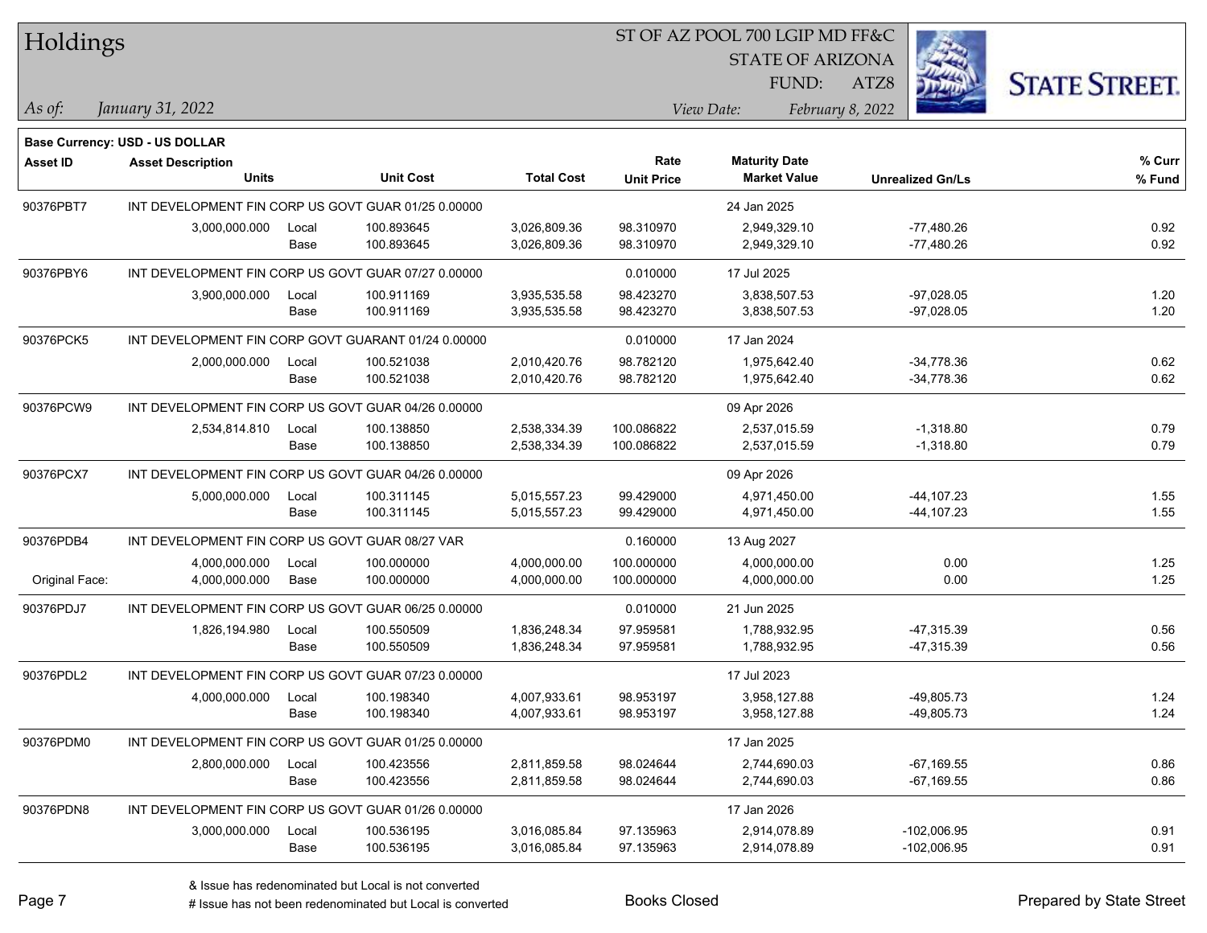# Holdings

ST OF AZ POOL 700 LGIP MD FF&C
STATE OF ARIZONA
FUND: ATZ8

*As of: January 31, 2022*

*View Date: February 8, 2022*

**Base Currency: USD - US DOLLAR**

| Asset ID | Asset Description / Units | | Unit Cost | Total Cost | Rate / Unit Price | Maturity Date / Market Value | Unrealized Gn/Ls | % Curr / % Fund |
|---|---|---|---|---|---|---|---|---|
| 90376PBT7 | INT DEVELOPMENT FIN CORP US GOVT GUAR 01/25 0.00000 | | | | | 24 Jan 2025 | | |
| | 3,000,000.000 | Local | 100.893645 | 3,026,809.36 | 98.310970 | 2,949,329.10 | -77,480.26 | 0.92 |
| | | Base | 100.893645 | 3,026,809.36 | 98.310970 | 2,949,329.10 | -77,480.26 | 0.92 |
| 90376PBY6 | INT DEVELOPMENT FIN CORP US GOVT GUAR 07/27 0.00000 | | | | 0.010000 | 17 Jul 2025 | | |
| | 3,900,000.000 | Local | 100.911169 | 3,935,535.58 | 98.423270 | 3,838,507.53 | -97,028.05 | 1.20 |
| | | Base | 100.911169 | 3,935,535.58 | 98.423270 | 3,838,507.53 | -97,028.05 | 1.20 |
| 90376PCK5 | INT DEVELOPMENT FIN CORP GOVT GUARANT 01/24 0.00000 | | | | 0.010000 | 17 Jan 2024 | | |
| | 2,000,000.000 | Local | 100.521038 | 2,010,420.76 | 98.782120 | 1,975,642.40 | -34,778.36 | 0.62 |
| | | Base | 100.521038 | 2,010,420.76 | 98.782120 | 1,975,642.40 | -34,778.36 | 0.62 |
| 90376PCW9 | INT DEVELOPMENT FIN CORP US GOVT GUAR 04/26 0.00000 | | | | | 09 Apr 2026 | | |
| | 2,534,814.810 | Local | 100.138850 | 2,538,334.39 | 100.086822 | 2,537,015.59 | -1,318.80 | 0.79 |
| | | Base | 100.138850 | 2,538,334.39 | 100.086822 | 2,537,015.59 | -1,318.80 | 0.79 |
| 90376PCX7 | INT DEVELOPMENT FIN CORP US GOVT GUAR 04/26 0.00000 | | | | | 09 Apr 2026 | | |
| | 5,000,000.000 | Local | 100.311145 | 5,015,557.23 | 99.429000 | 4,971,450.00 | -44,107.23 | 1.55 |
| | | Base | 100.311145 | 5,015,557.23 | 99.429000 | 4,971,450.00 | -44,107.23 | 1.55 |
| 90376PDB4 | INT DEVELOPMENT FIN CORP US GOVT GUAR 08/27 VAR | | | | 0.160000 | 13 Aug 2027 | | |
| | 4,000,000.000 | Local | 100.000000 | 4,000,000.00 | 100.000000 | 4,000,000.00 | 0.00 | 1.25 |
| Original Face: | 4,000,000.000 | Base | 100.000000 | 4,000,000.00 | 100.000000 | 4,000,000.00 | 0.00 | 1.25 |
| 90376PDJ7 | INT DEVELOPMENT FIN CORP US GOVT GUAR 06/25 0.00000 | | | | 0.010000 | 21 Jun 2025 | | |
| | 1,826,194.980 | Local | 100.550509 | 1,836,248.34 | 97.959581 | 1,788,932.95 | -47,315.39 | 0.56 |
| | | Base | 100.550509 | 1,836,248.34 | 97.959581 | 1,788,932.95 | -47,315.39 | 0.56 |
| 90376PDL2 | INT DEVELOPMENT FIN CORP US GOVT GUAR 07/23 0.00000 | | | | | 17 Jul 2023 | | |
| | 4,000,000.000 | Local | 100.198340 | 4,007,933.61 | 98.953197 | 3,958,127.88 | -49,805.73 | 1.24 |
| | | Base | 100.198340 | 4,007,933.61 | 98.953197 | 3,958,127.88 | -49,805.73 | 1.24 |
| 90376PDM0 | INT DEVELOPMENT FIN CORP US GOVT GUAR 01/25 0.00000 | | | | | 17 Jan 2025 | | |
| | 2,800,000.000 | Local | 100.423556 | 2,811,859.58 | 98.024644 | 2,744,690.03 | -67,169.55 | 0.86 |
| | | Base | 100.423556 | 2,811,859.58 | 98.024644 | 2,744,690.03 | -67,169.55 | 0.86 |
| 90376PDN8 | INT DEVELOPMENT FIN CORP US GOVT GUAR 01/26 0.00000 | | | | | 17 Jan 2026 | | |
| | 3,000,000.000 | Local | 100.536195 | 3,016,085.84 | 97.135963 | 2,914,078.89 | -102,006.95 | 0.91 |
| | | Base | 100.536195 | 3,016,085.84 | 97.135963 | 2,914,078.89 | -102,006.95 | 0.91 |

& Issue has redenominated but Local is not converted
# Issue has not been redenominated but Local is converted

Books Closed

Prepared by State Street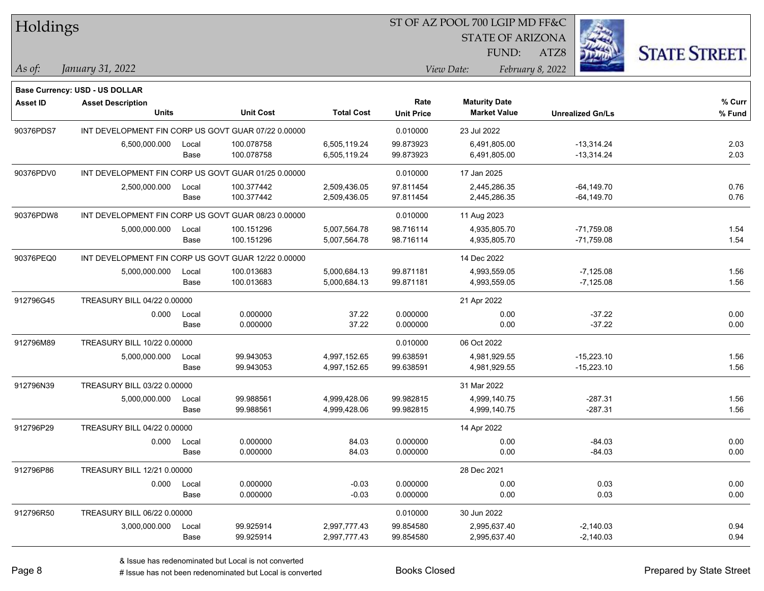# Holdings

ST OF AZ POOL 700 LGIP MD FF&C
STATE OF ARIZONA
FUND: ATZ8

*As of:* *January 31, 2022*
*View Date:* *February 8, 2022*

**Base Currency: USD - US DOLLAR**

| Asset ID | Asset Description / Units | | Unit Cost | Total Cost | Rate / Unit Price | Maturity Date / Market Value | Unrealized Gn/Ls | % Curr / % Fund |
|---|---|---|---|---|---|---|---|---|
| 90376PDS7 | INT DEVELOPMENT FIN CORP US GOVT GUAR 07/22 0.00000 | | | | 0.010000 | 23 Jul 2022 | | |
| | 6,500,000.000 | Local | 100.078758 | 6,505,119.24 | 99.873923 | 6,491,805.00 | -13,314.24 | 2.03 |
| | | Base | 100.078758 | 6,505,119.24 | 99.873923 | 6,491,805.00 | -13,314.24 | 2.03 |
| 90376PDV0 | INT DEVELOPMENT FIN CORP US GOVT GUAR 01/25 0.00000 | | | | 0.010000 | 17 Jan 2025 | | |
| | 2,500,000.000 | Local | 100.377442 | 2,509,436.05 | 97.811454 | 2,445,286.35 | -64,149.70 | 0.76 |
| | | Base | 100.377442 | 2,509,436.05 | 97.811454 | 2,445,286.35 | -64,149.70 | 0.76 |
| 90376PDW8 | INT DEVELOPMENT FIN CORP US GOVT GUAR 08/23 0.00000 | | | | 0.010000 | 11 Aug 2023 | | |
| | 5,000,000.000 | Local | 100.151296 | 5,007,564.78 | 98.716114 | 4,935,805.70 | -71,759.08 | 1.54 |
| | | Base | 100.151296 | 5,007,564.78 | 98.716114 | 4,935,805.70 | -71,759.08 | 1.54 |
| 90376PEQ0 | INT DEVELOPMENT FIN CORP US GOVT GUAR 12/22 0.00000 | | | | | 14 Dec 2022 | | |
| | 5,000,000.000 | Local | 100.013683 | 5,000,684.13 | 99.871181 | 4,993,559.05 | -7,125.08 | 1.56 |
| | | Base | 100.013683 | 5,000,684.13 | 99.871181 | 4,993,559.05 | -7,125.08 | 1.56 |
| 912796G45 | TREASURY BILL 04/22 0.00000 | | | | | 21 Apr 2022 | | |
| | 0.000 | Local | 0.000000 | 37.22 | 0.000000 | 0.00 | -37.22 | 0.00 |
| | | Base | 0.000000 | 37.22 | 0.000000 | 0.00 | -37.22 | 0.00 |
| 912796M89 | TREASURY BILL 10/22 0.00000 | | | | 0.010000 | 06 Oct 2022 | | |
| | 5,000,000.000 | Local | 99.943053 | 4,997,152.65 | 99.638591 | 4,981,929.55 | -15,223.10 | 1.56 |
| | | Base | 99.943053 | 4,997,152.65 | 99.638591 | 4,981,929.55 | -15,223.10 | 1.56 |
| 912796N39 | TREASURY BILL 03/22 0.00000 | | | | | 31 Mar 2022 | | |
| | 5,000,000.000 | Local | 99.988561 | 4,999,428.06 | 99.982815 | 4,999,140.75 | -287.31 | 1.56 |
| | | Base | 99.988561 | 4,999,428.06 | 99.982815 | 4,999,140.75 | -287.31 | 1.56 |
| 912796P29 | TREASURY BILL 04/22 0.00000 | | | | | 14 Apr 2022 | | |
| | 0.000 | Local | 0.000000 | 84.03 | 0.000000 | 0.00 | -84.03 | 0.00 |
| | | Base | 0.000000 | 84.03 | 0.000000 | 0.00 | -84.03 | 0.00 |
| 912796P86 | TREASURY BILL 12/21 0.00000 | | | | | 28 Dec 2021 | | |
| | 0.000 | Local | 0.000000 | -0.03 | 0.000000 | 0.00 | 0.03 | 0.00 |
| | | Base | 0.000000 | -0.03 | 0.000000 | 0.00 | 0.03 | 0.00 |
| 912796R50 | TREASURY BILL 06/22 0.00000 | | | | 0.010000 | 30 Jun 2022 | | |
| | 3,000,000.000 | Local | 99.925914 | 2,997,777.43 | 99.854580 | 2,995,637.40 | -2,140.03 | 0.94 |
| | | Base | 99.925914 | 2,997,777.43 | 99.854580 | 2,995,637.40 | -2,140.03 | 0.94 |

& Issue has redenominated but Local is not converted
# Issue has not been redenominated but Local is converted

Books Closed

Prepared by State Street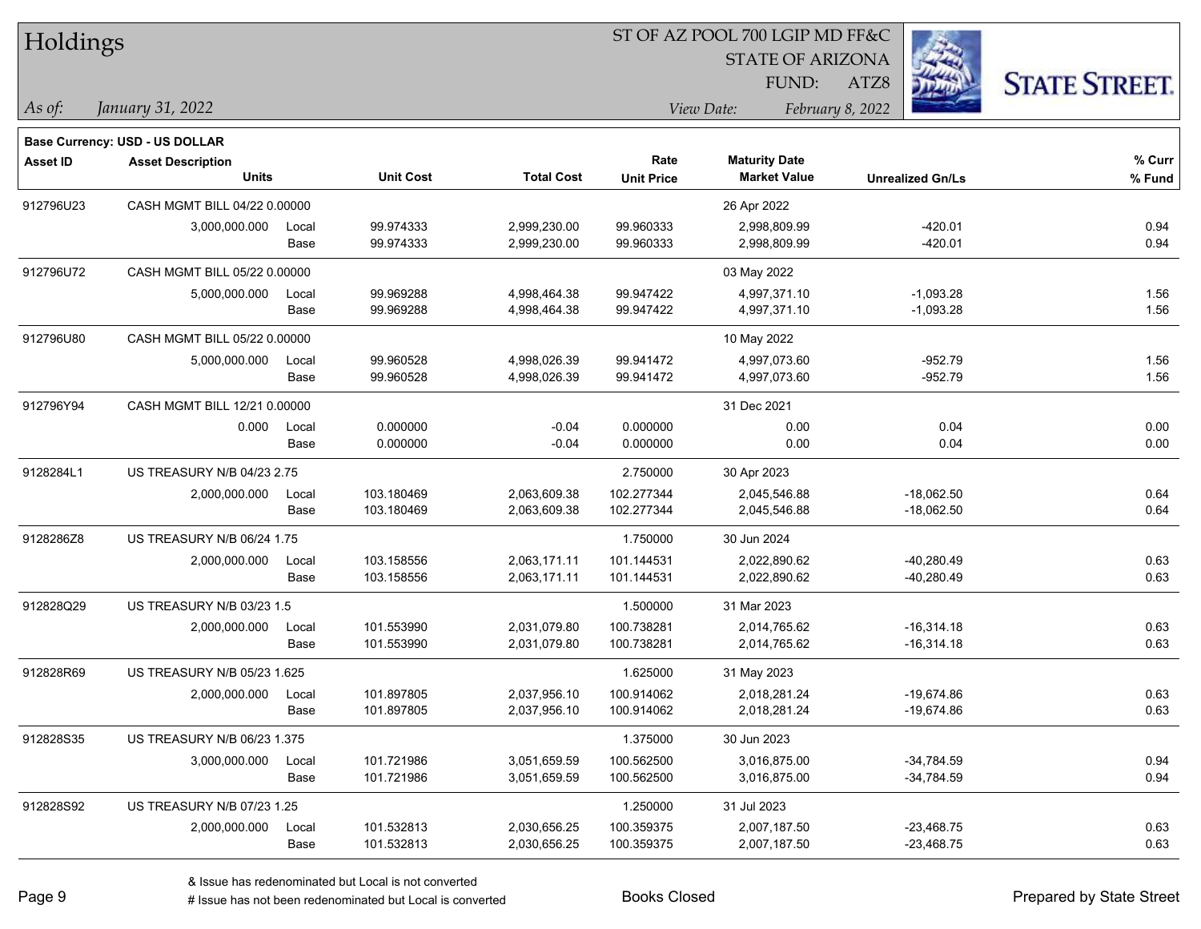# Holdings

ST OF AZ POOL 700 LGIP MD FF&C
STATE OF ARIZONA
FUND: ATZ8

*As of:* *January 31, 2022*
*View Date:* *February 8, 2022*

**Base Currency: USD - US DOLLAR**

| Asset ID | Asset Description / Units | | Unit Cost | Total Cost | Rate / Unit Price | Maturity Date / Market Value | Unrealized Gn/Ls | % Curr / % Fund |
|---|---|---|---|---|---|---|---|---|
| 912796U23 | CASH MGMT BILL 04/22 0.00000 | | | | | 26 Apr 2022 | | |
| | 3,000,000.000 | Local | 99.974333 | 2,999,230.00 | 99.960333 | 2,998,809.99 | -420.01 | 0.94 |
| | | Base | 99.974333 | 2,999,230.00 | 99.960333 | 2,998,809.99 | -420.01 | 0.94 |
| 912796U72 | CASH MGMT BILL 05/22 0.00000 | | | | | 03 May 2022 | | |
| | 5,000,000.000 | Local | 99.969288 | 4,998,464.38 | 99.947422 | 4,997,371.10 | -1,093.28 | 1.56 |
| | | Base | 99.969288 | 4,998,464.38 | 99.947422 | 4,997,371.10 | -1,093.28 | 1.56 |
| 912796U80 | CASH MGMT BILL 05/22 0.00000 | | | | | 10 May 2022 | | |
| | 5,000,000.000 | Local | 99.960528 | 4,998,026.39 | 99.941472 | 4,997,073.60 | -952.79 | 1.56 |
| | | Base | 99.960528 | 4,998,026.39 | 99.941472 | 4,997,073.60 | -952.79 | 1.56 |
| 912796Y94 | CASH MGMT BILL 12/21 0.00000 | | | | | 31 Dec 2021 | | |
| | 0.000 | Local | 0.000000 | -0.04 | 0.000000 | 0.00 | 0.04 | 0.00 |
| | | Base | 0.000000 | -0.04 | 0.000000 | 0.00 | 0.04 | 0.00 |
| 9128284L1 | US TREASURY N/B 04/23 2.75 | | | | 2.750000 | 30 Apr 2023 | | |
| | 2,000,000.000 | Local | 103.180469 | 2,063,609.38 | 102.277344 | 2,045,546.88 | -18,062.50 | 0.64 |
| | | Base | 103.180469 | 2,063,609.38 | 102.277344 | 2,045,546.88 | -18,062.50 | 0.64 |
| 9128286Z8 | US TREASURY N/B 06/24 1.75 | | | | 1.750000 | 30 Jun 2024 | | |
| | 2,000,000.000 | Local | 103.158556 | 2,063,171.11 | 101.144531 | 2,022,890.62 | -40,280.49 | 0.63 |
| | | Base | 103.158556 | 2,063,171.11 | 101.144531 | 2,022,890.62 | -40,280.49 | 0.63 |
| 912828Q29 | US TREASURY N/B 03/23 1.5 | | | | 1.500000 | 31 Mar 2023 | | |
| | 2,000,000.000 | Local | 101.553990 | 2,031,079.80 | 100.738281 | 2,014,765.62 | -16,314.18 | 0.63 |
| | | Base | 101.553990 | 2,031,079.80 | 100.738281 | 2,014,765.62 | -16,314.18 | 0.63 |
| 912828R69 | US TREASURY N/B 05/23 1.625 | | | | 1.625000 | 31 May 2023 | | |
| | 2,000,000.000 | Local | 101.897805 | 2,037,956.10 | 100.914062 | 2,018,281.24 | -19,674.86 | 0.63 |
| | | Base | 101.897805 | 2,037,956.10 | 100.914062 | 2,018,281.24 | -19,674.86 | 0.63 |
| 912828S35 | US TREASURY N/B 06/23 1.375 | | | | 1.375000 | 30 Jun 2023 | | |
| | 3,000,000.000 | Local | 101.721986 | 3,051,659.59 | 100.562500 | 3,016,875.00 | -34,784.59 | 0.94 |
| | | Base | 101.721986 | 3,051,659.59 | 100.562500 | 3,016,875.00 | -34,784.59 | 0.94 |
| 912828S92 | US TREASURY N/B 07/23 1.25 | | | | 1.250000 | 31 Jul 2023 | | |
| | 2,000,000.000 | Local | 101.532813 | 2,030,656.25 | 100.359375 | 2,007,187.50 | -23,468.75 | 0.63 |
| | | Base | 101.532813 | 2,030,656.25 | 100.359375 | 2,007,187.50 | -23,468.75 | 0.63 |

& Issue has redenominated but Local is not converted
# Issue has not been redenominated but Local is converted

Books Closed

Prepared by State Street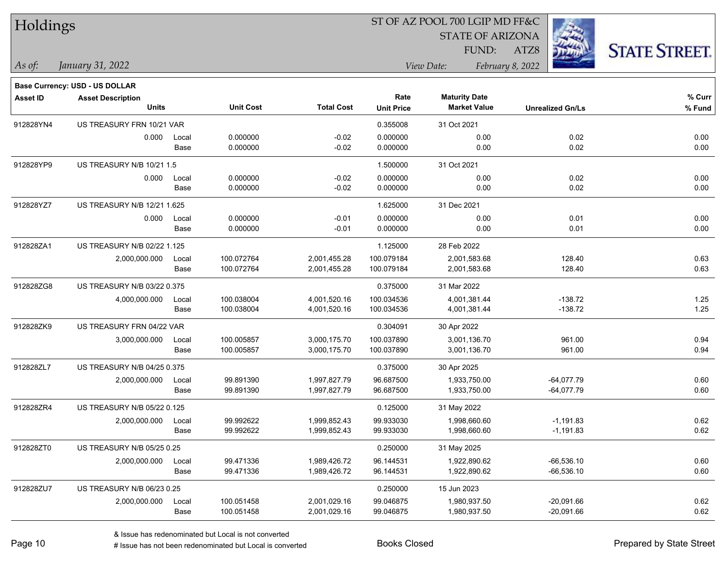# Holdings

ST OF AZ POOL 700 LGIP MD FF&C
STATE OF ARIZONA
FUND: ATZ8

*As of:* *January 31, 2022*

*View Date:* *February 8, 2022*

**Base Currency: USD - US DOLLAR**

| Asset ID | Asset Description / Units | | Unit Cost | Total Cost | Rate / Unit Price | Maturity Date / Market Value | Unrealized Gn/Ls | % Curr / % Fund |
|---|---|---|---|---|---|---|---|---|
| 912828YN4 | US TREASURY FRN 10/21 VAR | | | | 0.355008 | 31 Oct 2021 | | |
| | 0.000 | Local | 0.000000 | -0.02 | 0.000000 | 0.00 | 0.02 | 0.00 |
| | | Base | 0.000000 | -0.02 | 0.000000 | 0.00 | 0.02 | 0.00 |
| 912828YP9 | US TREASURY N/B 10/21 1.5 | | | | 1.500000 | 31 Oct 2021 | | |
| | 0.000 | Local | 0.000000 | -0.02 | 0.000000 | 0.00 | 0.02 | 0.00 |
| | | Base | 0.000000 | -0.02 | 0.000000 | 0.00 | 0.02 | 0.00 |
| 912828YZ7 | US TREASURY N/B 12/21 1.625 | | | | 1.625000 | 31 Dec 2021 | | |
| | 0.000 | Local | 0.000000 | -0.01 | 0.000000 | 0.00 | 0.01 | 0.00 |
| | | Base | 0.000000 | -0.01 | 0.000000 | 0.00 | 0.01 | 0.00 |
| 912828ZA1 | US TREASURY N/B 02/22 1.125 | | | | 1.125000 | 28 Feb 2022 | | |
| | 2,000,000.000 | Local | 100.072764 | 2,001,455.28 | 100.079184 | 2,001,583.68 | 128.40 | 0.63 |
| | | Base | 100.072764 | 2,001,455.28 | 100.079184 | 2,001,583.68 | 128.40 | 0.63 |
| 912828ZG8 | US TREASURY N/B 03/22 0.375 | | | | 0.375000 | 31 Mar 2022 | | |
| | 4,000,000.000 | Local | 100.038004 | 4,001,520.16 | 100.034536 | 4,001,381.44 | -138.72 | 1.25 |
| | | Base | 100.038004 | 4,001,520.16 | 100.034536 | 4,001,381.44 | -138.72 | 1.25 |
| 912828ZK9 | US TREASURY FRN 04/22 VAR | | | | 0.304091 | 30 Apr 2022 | | |
| | 3,000,000.000 | Local | 100.005857 | 3,000,175.70 | 100.037890 | 3,001,136.70 | 961.00 | 0.94 |
| | | Base | 100.005857 | 3,000,175.70 | 100.037890 | 3,001,136.70 | 961.00 | 0.94 |
| 912828ZL7 | US TREASURY N/B 04/25 0.375 | | | | 0.375000 | 30 Apr 2025 | | |
| | 2,000,000.000 | Local | 99.891390 | 1,997,827.79 | 96.687500 | 1,933,750.00 | -64,077.79 | 0.60 |
| | | Base | 99.891390 | 1,997,827.79 | 96.687500 | 1,933,750.00 | -64,077.79 | 0.60 |
| 912828ZR4 | US TREASURY N/B 05/22 0.125 | | | | 0.125000 | 31 May 2022 | | |
| | 2,000,000.000 | Local | 99.992622 | 1,999,852.43 | 99.933030 | 1,998,660.60 | -1,191.83 | 0.62 |
| | | Base | 99.992622 | 1,999,852.43 | 99.933030 | 1,998,660.60 | -1,191.83 | 0.62 |
| 912828ZT0 | US TREASURY N/B 05/25 0.25 | | | | 0.250000 | 31 May 2025 | | |
| | 2,000,000.000 | Local | 99.471336 | 1,989,426.72 | 96.144531 | 1,922,890.62 | -66,536.10 | 0.60 |
| | | Base | 99.471336 | 1,989,426.72 | 96.144531 | 1,922,890.62 | -66,536.10 | 0.60 |
| 912828ZU7 | US TREASURY N/B 06/23 0.25 | | | | 0.250000 | 15 Jun 2023 | | |
| | 2,000,000.000 | Local | 100.051458 | 2,001,029.16 | 99.046875 | 1,980,937.50 | -20,091.66 | 0.62 |
| | | Base | 100.051458 | 2,001,029.16 | 99.046875 | 1,980,937.50 | -20,091.66 | 0.62 |

& Issue has redenominated but Local is not converted
# Issue has not been redenominated but Local is converted

Books Closed

Prepared by State Street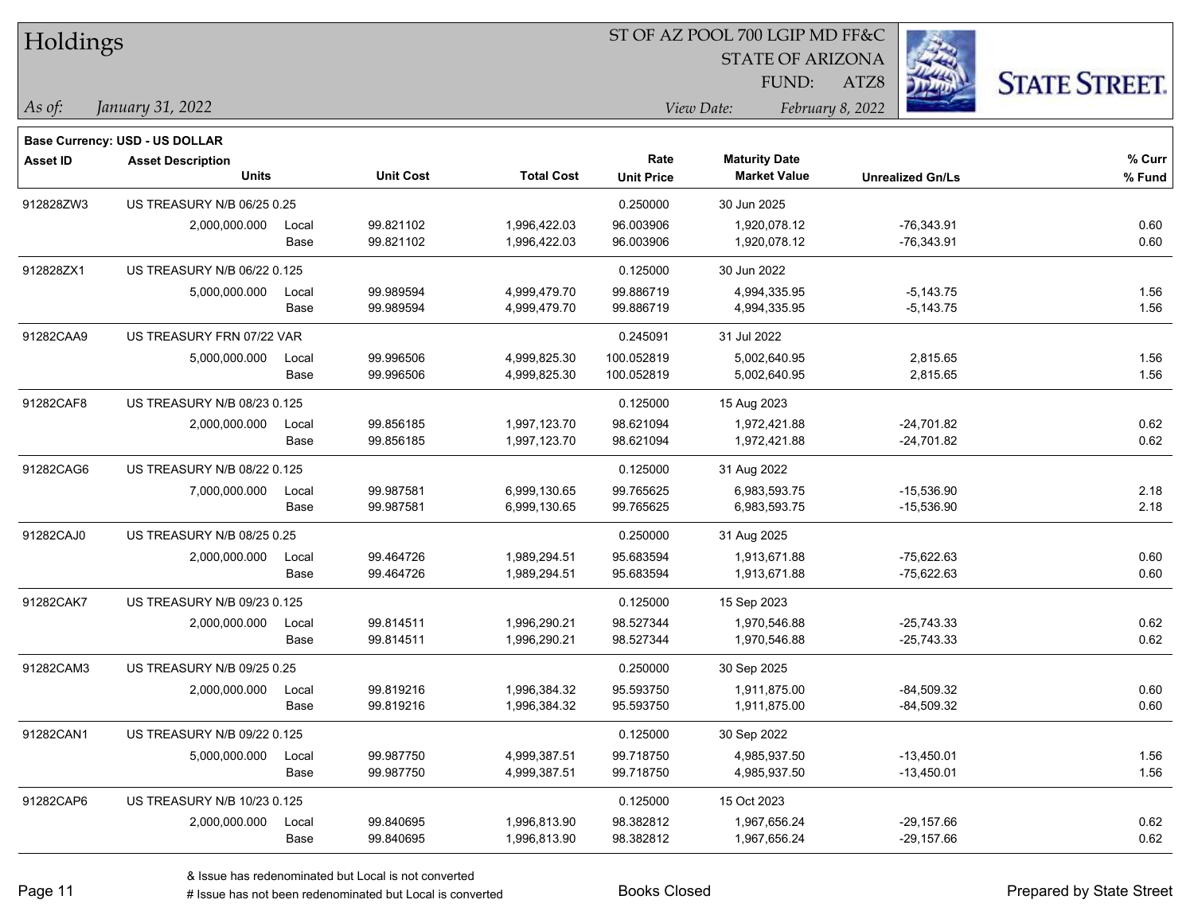# Holdings

ST OF AZ POOL 700 LGIP MD FF&C
STATE OF ARIZONA
FUND: ATZ8

*As of: January 31, 2022*

*View Date: February 8, 2022*

**Base Currency: USD - US DOLLAR**

| Asset ID | Asset Description / Units | | Unit Cost | Total Cost | Rate / Unit Price | Maturity Date / Market Value | Unrealized Gn/Ls | % Curr / % Fund |
|---|---|---|---|---|---|---|---|---|
| 912828ZW3 | US TREASURY N/B 06/25 0.25 | | | | 0.250000 | 30 Jun 2025 | | |
| | 2,000,000.000 | Local | 99.821102 | 1,996,422.03 | 96.003906 | 1,920,078.12 | -76,343.91 | 0.60 |
| | | Base | 99.821102 | 1,996,422.03 | 96.003906 | 1,920,078.12 | -76,343.91 | 0.60 |
| 912828ZX1 | US TREASURY N/B 06/22 0.125 | | | | 0.125000 | 30 Jun 2022 | | |
| | 5,000,000.000 | Local | 99.989594 | 4,999,479.70 | 99.886719 | 4,994,335.95 | -5,143.75 | 1.56 |
| | | Base | 99.989594 | 4,999,479.70 | 99.886719 | 4,994,335.95 | -5,143.75 | 1.56 |
| 91282CAA9 | US TREASURY FRN 07/22 VAR | | | | 0.245091 | 31 Jul 2022 | | |
| | 5,000,000.000 | Local | 99.996506 | 4,999,825.30 | 100.052819 | 5,002,640.95 | 2,815.65 | 1.56 |
| | | Base | 99.996506 | 4,999,825.30 | 100.052819 | 5,002,640.95 | 2,815.65 | 1.56 |
| 91282CAF8 | US TREASURY N/B 08/23 0.125 | | | | 0.125000 | 15 Aug 2023 | | |
| | 2,000,000.000 | Local | 99.856185 | 1,997,123.70 | 98.621094 | 1,972,421.88 | -24,701.82 | 0.62 |
| | | Base | 99.856185 | 1,997,123.70 | 98.621094 | 1,972,421.88 | -24,701.82 | 0.62 |
| 91282CAG6 | US TREASURY N/B 08/22 0.125 | | | | 0.125000 | 31 Aug 2022 | | |
| | 7,000,000.000 | Local | 99.987581 | 6,999,130.65 | 99.765625 | 6,983,593.75 | -15,536.90 | 2.18 |
| | | Base | 99.987581 | 6,999,130.65 | 99.765625 | 6,983,593.75 | -15,536.90 | 2.18 |
| 91282CAJ0 | US TREASURY N/B 08/25 0.25 | | | | 0.250000 | 31 Aug 2025 | | |
| | 2,000,000.000 | Local | 99.464726 | 1,989,294.51 | 95.683594 | 1,913,671.88 | -75,622.63 | 0.60 |
| | | Base | 99.464726 | 1,989,294.51 | 95.683594 | 1,913,671.88 | -75,622.63 | 0.60 |
| 91282CAK7 | US TREASURY N/B 09/23 0.125 | | | | 0.125000 | 15 Sep 2023 | | |
| | 2,000,000.000 | Local | 99.814511 | 1,996,290.21 | 98.527344 | 1,970,546.88 | -25,743.33 | 0.62 |
| | | Base | 99.814511 | 1,996,290.21 | 98.527344 | 1,970,546.88 | -25,743.33 | 0.62 |
| 91282CAM3 | US TREASURY N/B 09/25 0.25 | | | | 0.250000 | 30 Sep 2025 | | |
| | 2,000,000.000 | Local | 99.819216 | 1,996,384.32 | 95.593750 | 1,911,875.00 | -84,509.32 | 0.60 |
| | | Base | 99.819216 | 1,996,384.32 | 95.593750 | 1,911,875.00 | -84,509.32 | 0.60 |
| 91282CAN1 | US TREASURY N/B 09/22 0.125 | | | | 0.125000 | 30 Sep 2022 | | |
| | 5,000,000.000 | Local | 99.987750 | 4,999,387.51 | 99.718750 | 4,985,937.50 | -13,450.01 | 1.56 |
| | | Base | 99.987750 | 4,999,387.51 | 99.718750 | 4,985,937.50 | -13,450.01 | 1.56 |
| 91282CAP6 | US TREASURY N/B 10/23 0.125 | | | | 0.125000 | 15 Oct 2023 | | |
| | 2,000,000.000 | Local | 99.840695 | 1,996,813.90 | 98.382812 | 1,967,656.24 | -29,157.66 | 0.62 |
| | | Base | 99.840695 | 1,996,813.90 | 98.382812 | 1,967,656.24 | -29,157.66 | 0.62 |

& Issue has redenominated but Local is not converted

# Issue has not been redenominated but Local is converted

Books Closed

Prepared by State Street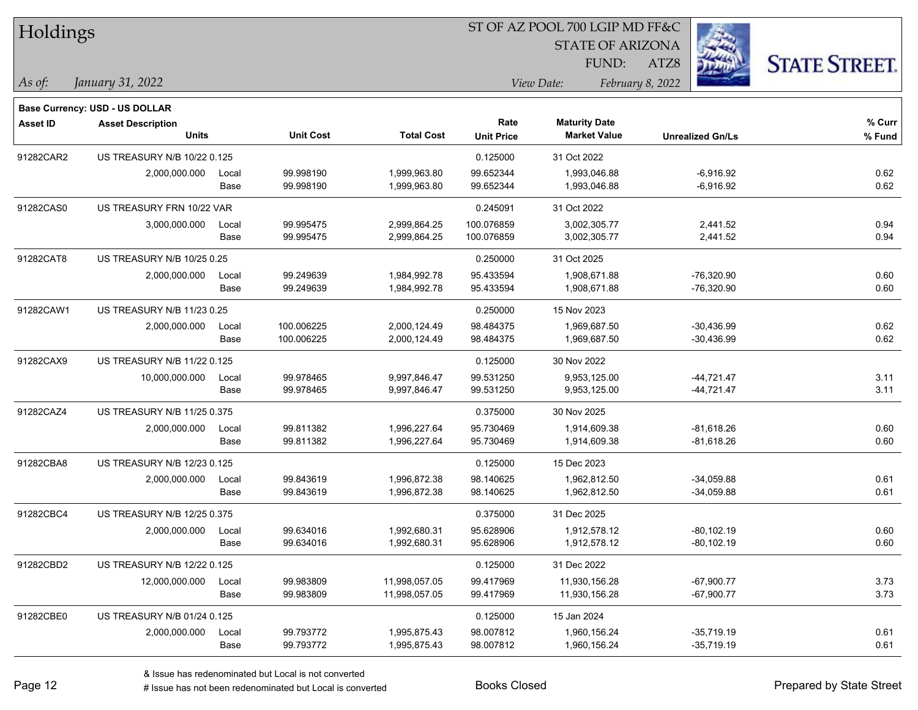# Holdings

ST OF AZ POOL 700 LGIP MD FF&C
STATE OF ARIZONA
FUND: ATZ8

*As of:* *January 31, 2022*

*View Date:* *February 8, 2022*

**Base Currency: USD - US DOLLAR**

| Asset ID | Asset Description / Units | | Unit Cost | Total Cost | Rate / Unit Price | Maturity Date / Market Value | Unrealized Gn/Ls | % Curr / % Fund |
|---|---|---|---|---|---|---|---|---|
| 91282CAR2 | US TREASURY N/B 10/22 0.125 | | | | 0.125000 | 31 Oct 2022 | | |
| | 2,000,000.000 | Local | 99.998190 | 1,999,963.80 | 99.652344 | 1,993,046.88 | -6,916.92 | 0.62 |
| | | Base | 99.998190 | 1,999,963.80 | 99.652344 | 1,993,046.88 | -6,916.92 | 0.62 |
| 91282CAS0 | US TREASURY FRN 10/22 VAR | | | | 0.245091 | 31 Oct 2022 | | |
| | 3,000,000.000 | Local | 99.995475 | 2,999,864.25 | 100.076859 | 3,002,305.77 | 2,441.52 | 0.94 |
| | | Base | 99.995475 | 2,999,864.25 | 100.076859 | 3,002,305.77 | 2,441.52 | 0.94 |
| 91282CAT8 | US TREASURY N/B 10/25 0.25 | | | | 0.250000 | 31 Oct 2025 | | |
| | 2,000,000.000 | Local | 99.249639 | 1,984,992.78 | 95.433594 | 1,908,671.88 | -76,320.90 | 0.60 |
| | | Base | 99.249639 | 1,984,992.78 | 95.433594 | 1,908,671.88 | -76,320.90 | 0.60 |
| 91282CAW1 | US TREASURY N/B 11/23 0.25 | | | | 0.250000 | 15 Nov 2023 | | |
| | 2,000,000.000 | Local | 100.006225 | 2,000,124.49 | 98.484375 | 1,969,687.50 | -30,436.99 | 0.62 |
| | | Base | 100.006225 | 2,000,124.49 | 98.484375 | 1,969,687.50 | -30,436.99 | 0.62 |
| 91282CAX9 | US TREASURY N/B 11/22 0.125 | | | | 0.125000 | 30 Nov 2022 | | |
| | 10,000,000.000 | Local | 99.978465 | 9,997,846.47 | 99.531250 | 9,953,125.00 | -44,721.47 | 3.11 |
| | | Base | 99.978465 | 9,997,846.47 | 99.531250 | 9,953,125.00 | -44,721.47 | 3.11 |
| 91282CAZ4 | US TREASURY N/B 11/25 0.375 | | | | 0.375000 | 30 Nov 2025 | | |
| | 2,000,000.000 | Local | 99.811382 | 1,996,227.64 | 95.730469 | 1,914,609.38 | -81,618.26 | 0.60 |
| | | Base | 99.811382 | 1,996,227.64 | 95.730469 | 1,914,609.38 | -81,618.26 | 0.60 |
| 91282CBA8 | US TREASURY N/B 12/23 0.125 | | | | 0.125000 | 15 Dec 2023 | | |
| | 2,000,000.000 | Local | 99.843619 | 1,996,872.38 | 98.140625 | 1,962,812.50 | -34,059.88 | 0.61 |
| | | Base | 99.843619 | 1,996,872.38 | 98.140625 | 1,962,812.50 | -34,059.88 | 0.61 |
| 91282CBC4 | US TREASURY N/B 12/25 0.375 | | | | 0.375000 | 31 Dec 2025 | | |
| | 2,000,000.000 | Local | 99.634016 | 1,992,680.31 | 95.628906 | 1,912,578.12 | -80,102.19 | 0.60 |
| | | Base | 99.634016 | 1,992,680.31 | 95.628906 | 1,912,578.12 | -80,102.19 | 0.60 |
| 91282CBD2 | US TREASURY N/B 12/22 0.125 | | | | 0.125000 | 31 Dec 2022 | | |
| | 12,000,000.000 | Local | 99.983809 | 11,998,057.05 | 99.417969 | 11,930,156.28 | -67,900.77 | 3.73 |
| | | Base | 99.983809 | 11,998,057.05 | 99.417969 | 11,930,156.28 | -67,900.77 | 3.73 |
| 91282CBE0 | US TREASURY N/B 01/24 0.125 | | | | 0.125000 | 15 Jan 2024 | | |
| | 2,000,000.000 | Local | 99.793772 | 1,995,875.43 | 98.007812 | 1,960,156.24 | -35,719.19 | 0.61 |
| | | Base | 99.793772 | 1,995,875.43 | 98.007812 | 1,960,156.24 | -35,719.19 | 0.61 |

& Issue has redenominated but Local is not converted
# Issue has not been redenominated but Local is converted

Books Closed

Prepared by State Street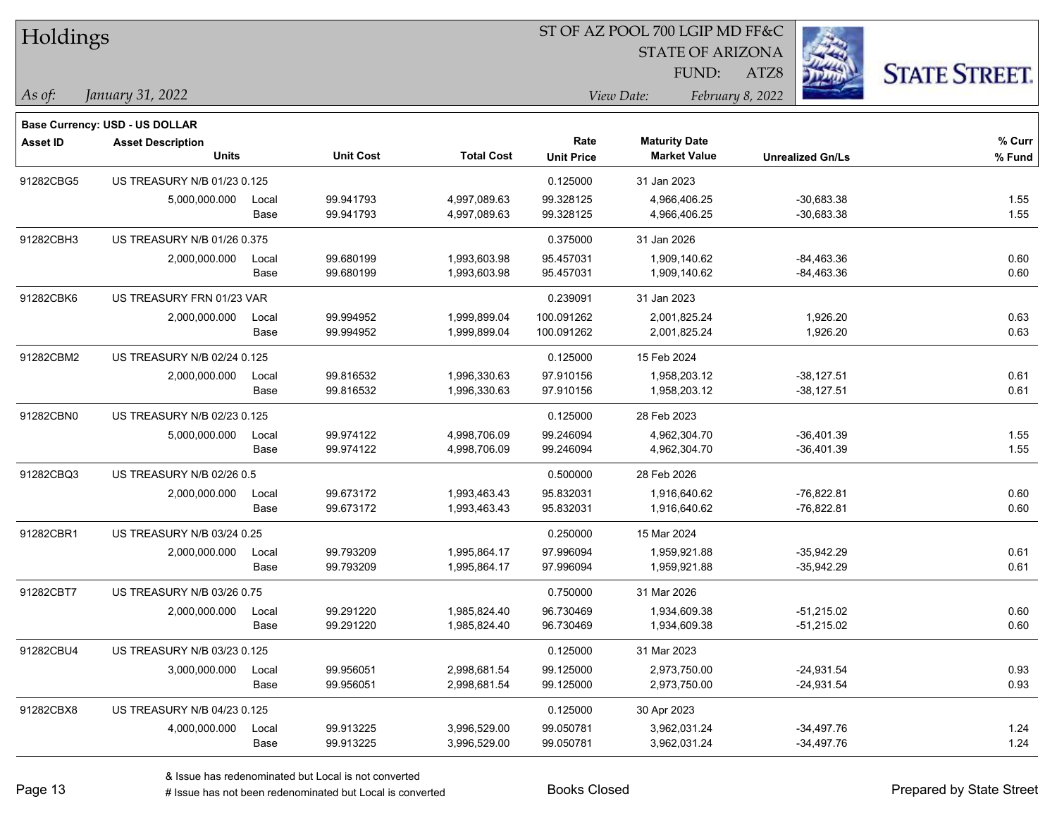# Holdings

ST OF AZ POOL 700 LGIP MD FF&C
STATE OF ARIZONA
FUND: ATZ8

*As of:* *January 31, 2022*

*View Date:* *February 8, 2022*

**Base Currency: USD - US DOLLAR**

| Asset ID | Asset Description / Units | | Unit Cost | Total Cost | Rate / Unit Price | Maturity Date / Market Value | Unrealized Gn/Ls | % Curr / % Fund |
|---|---|---|---|---|---|---|---|---|
| 91282CBG5 | US TREASURY N/B 01/23 0.125 | | | | 0.125000 | 31 Jan 2023 | | |
| | 5,000,000.000 | Local | 99.941793 | 4,997,089.63 | 99.328125 | 4,966,406.25 | -30,683.38 | 1.55 |
| | | Base | 99.941793 | 4,997,089.63 | 99.328125 | 4,966,406.25 | -30,683.38 | 1.55 |
| 91282CBH3 | US TREASURY N/B 01/26 0.375 | | | | 0.375000 | 31 Jan 2026 | | |
| | 2,000,000.000 | Local | 99.680199 | 1,993,603.98 | 95.457031 | 1,909,140.62 | -84,463.36 | 0.60 |
| | | Base | 99.680199 | 1,993,603.98 | 95.457031 | 1,909,140.62 | -84,463.36 | 0.60 |
| 91282CBK6 | US TREASURY FRN 01/23 VAR | | | | 0.239091 | 31 Jan 2023 | | |
| | 2,000,000.000 | Local | 99.994952 | 1,999,899.04 | 100.091262 | 2,001,825.24 | 1,926.20 | 0.63 |
| | | Base | 99.994952 | 1,999,899.04 | 100.091262 | 2,001,825.24 | 1,926.20 | 0.63 |
| 91282CBM2 | US TREASURY N/B 02/24 0.125 | | | | 0.125000 | 15 Feb 2024 | | |
| | 2,000,000.000 | Local | 99.816532 | 1,996,330.63 | 97.910156 | 1,958,203.12 | -38,127.51 | 0.61 |
| | | Base | 99.816532 | 1,996,330.63 | 97.910156 | 1,958,203.12 | -38,127.51 | 0.61 |
| 91282CBN0 | US TREASURY N/B 02/23 0.125 | | | | 0.125000 | 28 Feb 2023 | | |
| | 5,000,000.000 | Local | 99.974122 | 4,998,706.09 | 99.246094 | 4,962,304.70 | -36,401.39 | 1.55 |
| | | Base | 99.974122 | 4,998,706.09 | 99.246094 | 4,962,304.70 | -36,401.39 | 1.55 |
| 91282CBQ3 | US TREASURY N/B 02/26 0.5 | | | | 0.500000 | 28 Feb 2026 | | |
| | 2,000,000.000 | Local | 99.673172 | 1,993,463.43 | 95.832031 | 1,916,640.62 | -76,822.81 | 0.60 |
| | | Base | 99.673172 | 1,993,463.43 | 95.832031 | 1,916,640.62 | -76,822.81 | 0.60 |
| 91282CBR1 | US TREASURY N/B 03/24 0.25 | | | | 0.250000 | 15 Mar 2024 | | |
| | 2,000,000.000 | Local | 99.793209 | 1,995,864.17 | 97.996094 | 1,959,921.88 | -35,942.29 | 0.61 |
| | | Base | 99.793209 | 1,995,864.17 | 97.996094 | 1,959,921.88 | -35,942.29 | 0.61 |
| 91282CBT7 | US TREASURY N/B 03/26 0.75 | | | | 0.750000 | 31 Mar 2026 | | |
| | 2,000,000.000 | Local | 99.291220 | 1,985,824.40 | 96.730469 | 1,934,609.38 | -51,215.02 | 0.60 |
| | | Base | 99.291220 | 1,985,824.40 | 96.730469 | 1,934,609.38 | -51,215.02 | 0.60 |
| 91282CBU4 | US TREASURY N/B 03/23 0.125 | | | | 0.125000 | 31 Mar 2023 | | |
| | 3,000,000.000 | Local | 99.956051 | 2,998,681.54 | 99.125000 | 2,973,750.00 | -24,931.54 | 0.93 |
| | | Base | 99.956051 | 2,998,681.54 | 99.125000 | 2,973,750.00 | -24,931.54 | 0.93 |
| 91282CBX8 | US TREASURY N/B 04/23 0.125 | | | | 0.125000 | 30 Apr 2023 | | |
| | 4,000,000.000 | Local | 99.913225 | 3,996,529.00 | 99.050781 | 3,962,031.24 | -34,497.76 | 1.24 |
| | | Base | 99.913225 | 3,996,529.00 | 99.050781 | 3,962,031.24 | -34,497.76 | 1.24 |

& Issue has redenominated but Local is not converted
# Issue has not been redenominated but Local is converted

Books Closed

Prepared by State Street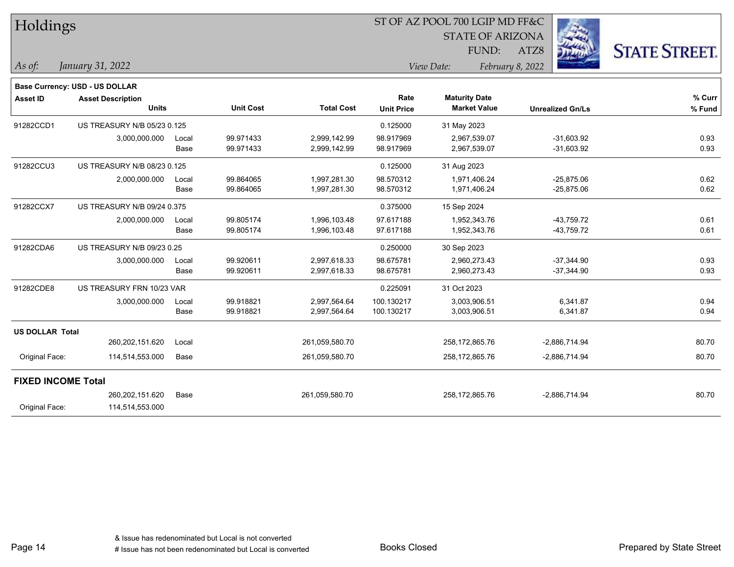# Holdings

ST OF AZ POOL 700 LGIP MD FF&C
STATE OF ARIZONA
FUND: ATZ8

*As of: January 31, 2022*

*View Date: February 8, 2022*

**Base Currency: USD - US DOLLAR**

| Asset ID | Asset Description / Units | | Unit Cost | Total Cost | Rate / Unit Price | Maturity Date / Market Value | Unrealized Gn/Ls | % Curr / % Fund |
|---|---|---|---|---|---|---|---|---|
| 91282CCD1 | US TREASURY N/B 05/23 0.125 | | | | 0.125000 | 31 May 2023 | | |
| | 3,000,000.000 | Local | 99.971433 | 2,999,142.99 | 98.917969 | 2,967,539.07 | -31,603.92 | 0.93 |
| | | Base | 99.971433 | 2,999,142.99 | 98.917969 | 2,967,539.07 | -31,603.92 | 0.93 |
| 91282CCU3 | US TREASURY N/B 08/23 0.125 | | | | 0.125000 | 31 Aug 2023 | | |
| | 2,000,000.000 | Local | 99.864065 | 1,997,281.30 | 98.570312 | 1,971,406.24 | -25,875.06 | 0.62 |
| | | Base | 99.864065 | 1,997,281.30 | 98.570312 | 1,971,406.24 | -25,875.06 | 0.62 |
| 91282CCX7 | US TREASURY N/B 09/24 0.375 | | | | 0.375000 | 15 Sep 2024 | | |
| | 2,000,000.000 | Local | 99.805174 | 1,996,103.48 | 97.617188 | 1,952,343.76 | -43,759.72 | 0.61 |
| | | Base | 99.805174 | 1,996,103.48 | 97.617188 | 1,952,343.76 | -43,759.72 | 0.61 |
| 91282CDA6 | US TREASURY N/B 09/23 0.25 | | | | 0.250000 | 30 Sep 2023 | | |
| | 3,000,000.000 | Local | 99.920611 | 2,997,618.33 | 98.675781 | 2,960,273.43 | -37,344.90 | 0.93 |
| | | Base | 99.920611 | 2,997,618.33 | 98.675781 | 2,960,273.43 | -37,344.90 | 0.93 |
| 91282CDE8 | US TREASURY FRN 10/23 VAR | | | | 0.225091 | 31 Oct 2023 | | |
| | 3,000,000.000 | Local | 99.918821 | 2,997,564.64 | 100.130217 | 3,003,906.51 | 6,341.87 | 0.94 |
| | | Base | 99.918821 | 2,997,564.64 | 100.130217 | 3,003,906.51 | 6,341.87 | 0.94 |
| **US DOLLAR Total** | | | | | | | | |
| | 260,202,151.620 | Local | | 261,059,580.70 | | 258,172,865.76 | -2,886,714.94 | 80.70 |
| Original Face: | 114,514,553.000 | Base | | 261,059,580.70 | | 258,172,865.76 | -2,886,714.94 | 80.70 |
| **FIXED INCOME Total** | | | | | | | | |
| | 260,202,151.620 | Base | | 261,059,580.70 | | 258,172,865.76 | -2,886,714.94 | 80.70 |
| Original Face: | 114,514,553.000 | | | | | | | |

& Issue has redenominated but Local is not converted
# Issue has not been redenominated but Local is converted

Books Closed

Prepared by State Street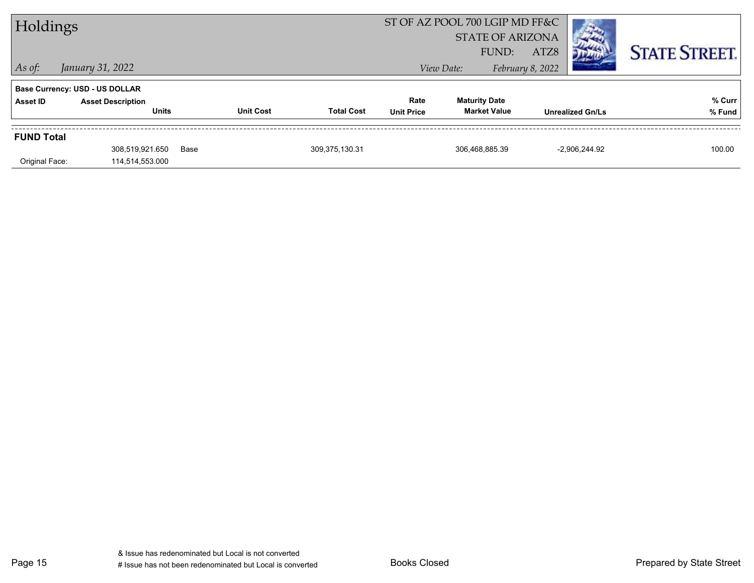# Holdings

ST OF AZ POOL 700 LGIP MD FF&C
STATE OF ARIZONA
FUND: ATZ8

*As of:* *January 31, 2022*

*View Date:* *February 8, 2022*

**Base Currency: USD - US DOLLAR**

| Asset ID | Asset Description / Units | Unit Cost | Total Cost | Rate / Unit Price | Maturity Date / Market Value | Unrealized Gn/Ls | % Curr / % Fund |
|---|---|---|---|---|---|---|---|
| **FUND Total** | | | | | | | |
| | 308,519,921.650 | Base | 309,375,130.31 | | 306,468,885.39 | -2,906,244.92 | 100.00 |
| Original Face: | 114,514,553.000 | | | | | | |

& Issue has redenominated but Local is not converted
# Issue has not been redenominated but Local is converted

Books Closed

Prepared by State Street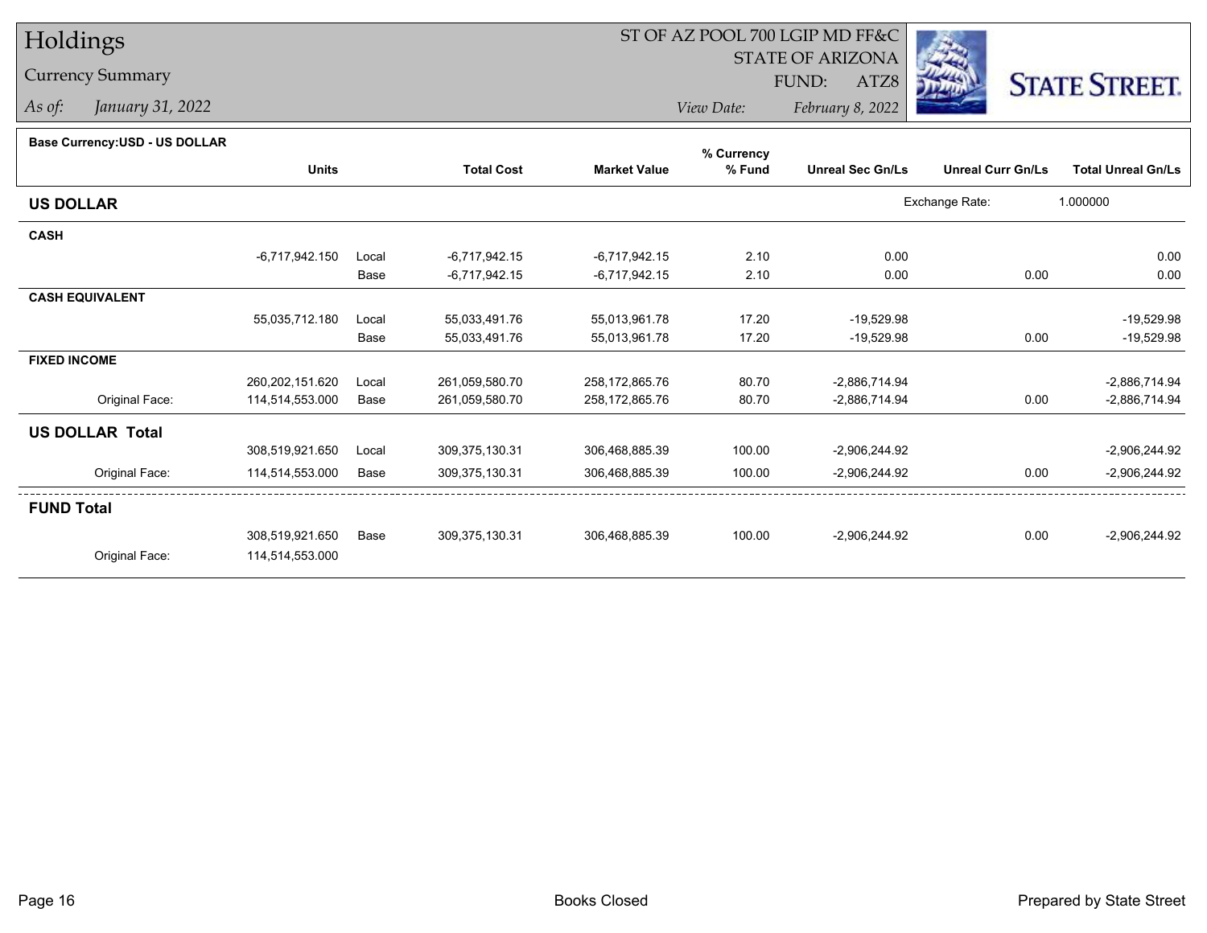# Holdings

## Currency Summary

*As of:* *January 31, 2022*

ST OF AZ POOL 700 LGIP MD FF&C
STATE OF ARIZONA
FUND: ATZ8

*View Date:* *February 8, 2022*

**Base Currency:USD - US DOLLAR**

| | Units | | Total Cost | Market Value | % Currency % Fund | Unreal Sec Gn/Ls | Unreal Curr Gn/Ls | Total Unreal Gn/Ls |
|---|---|---|---|---|---|---|---|---|
| **US DOLLAR** | | | | | | | Exchange Rate: | 1.000000 |
| **CASH** | | | | | | | | |
| | -6,717,942.150 | Local | -6,717,942.15 | -6,717,942.15 | 2.10 | 0.00 | | 0.00 |
| | | Base | -6,717,942.15 | -6,717,942.15 | 2.10 | 0.00 | 0.00 | 0.00 |
| **CASH EQUIVALENT** | | | | | | | | |
| | 55,035,712.180 | Local | 55,033,491.76 | 55,013,961.78 | 17.20 | -19,529.98 | | -19,529.98 |
| | | Base | 55,033,491.76 | 55,013,961.78 | 17.20 | -19,529.98 | 0.00 | -19,529.98 |
| **FIXED INCOME** | | | | | | | | |
| | 260,202,151.620 | Local | 261,059,580.70 | 258,172,865.76 | 80.70 | -2,886,714.94 | | -2,886,714.94 |
| Original Face: | 114,514,553.000 | Base | 261,059,580.70 | 258,172,865.76 | 80.70 | -2,886,714.94 | 0.00 | -2,886,714.94 |
| **US DOLLAR Total** | | | | | | | | |
| | 308,519,921.650 | Local | 309,375,130.31 | 306,468,885.39 | 100.00 | -2,906,244.92 | | -2,906,244.92 |
| Original Face: | 114,514,553.000 | Base | 309,375,130.31 | 306,468,885.39 | 100.00 | -2,906,244.92 | 0.00 | -2,906,244.92 |
| **FUND Total** | | | | | | | | |
| | 308,519,921.650 | Base | 309,375,130.31 | 306,468,885.39 | 100.00 | -2,906,244.92 | 0.00 | -2,906,244.92 |
| Original Face: | 114,514,553.000 | | | | | | | |

Books Closed

Prepared by State Street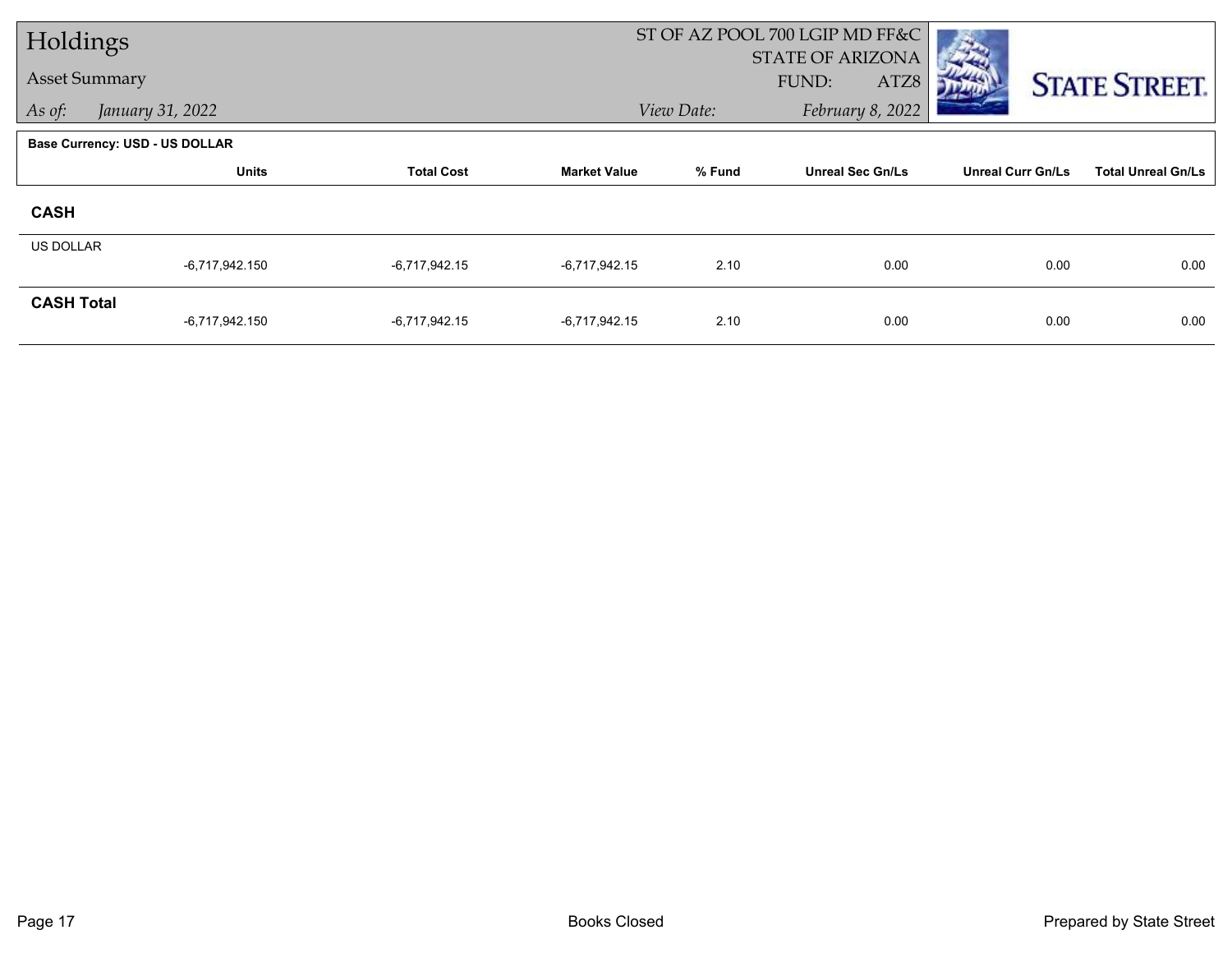# Holdings

Asset Summary

*As of: January 31, 2022*

ST OF AZ POOL 700 LGIP MD FF&C
STATE OF ARIZONA
FUND: ATZ8

*View Date: February 8, 2022*

STATE STREET.

**Base Currency: USD - US DOLLAR**

| | Units | Total Cost | Market Value | % Fund | Unreal Sec Gn/Ls | Unreal Curr Gn/Ls | Total Unreal Gn/Ls |
|---|---|---|---|---|---|---|---|
| **CASH** | | | | | | | |
| US DOLLAR | -6,717,942.150 | -6,717,942.15 | -6,717,942.15 | 2.10 | 0.00 | 0.00 | 0.00 |
| **CASH Total** | -6,717,942.150 | -6,717,942.15 | -6,717,942.15 | 2.10 | 0.00 | 0.00 | 0.00 |

Books Closed

Prepared by State Street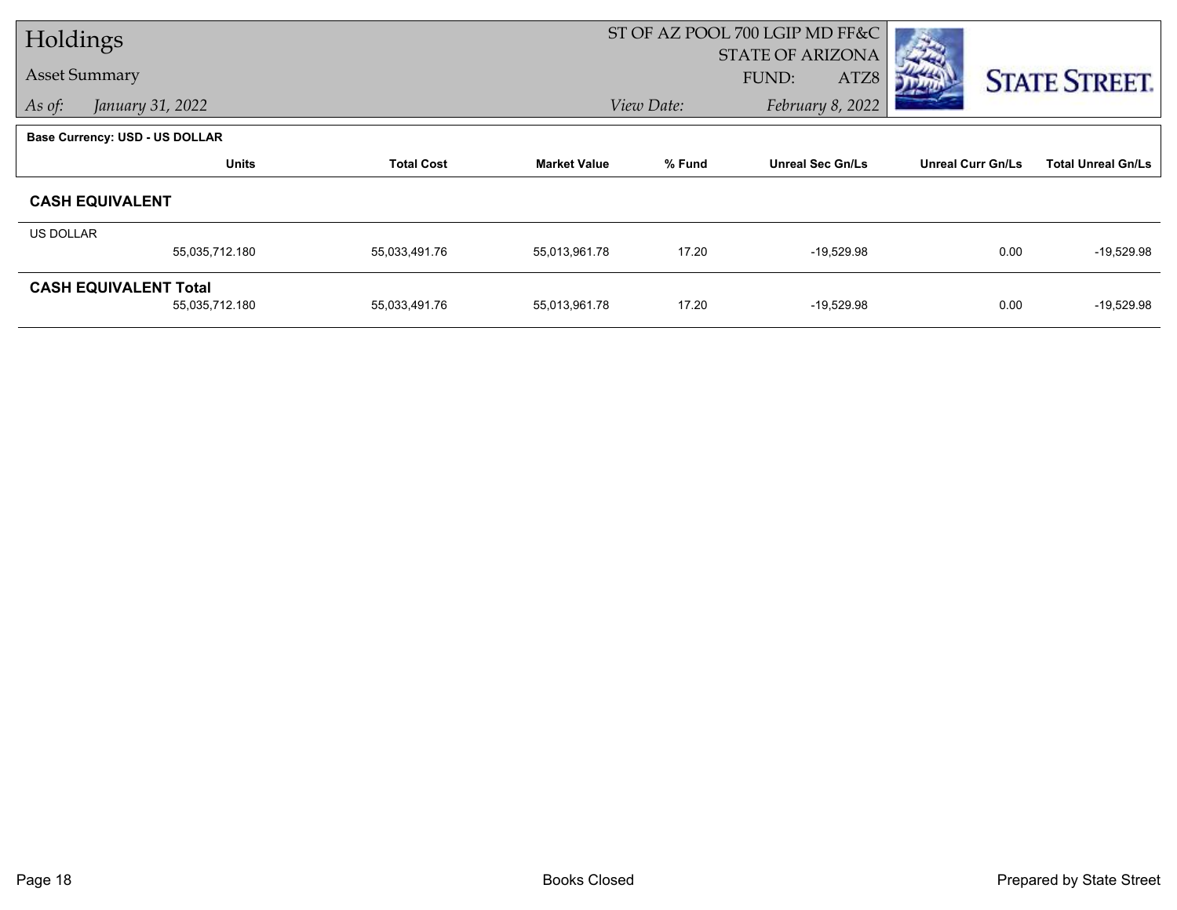# Holdings

## Asset Summary

*As of:* *January 31, 2022*

ST OF AZ POOL 700 LGIP MD FF&C
STATE OF ARIZONA
FUND: ATZ8
*View Date:* *February 8, 2022*

**Base Currency: USD - US DOLLAR**

| | Units | Total Cost | Market Value | % Fund | Unreal Sec Gn/Ls | Unreal Curr Gn/Ls | Total Unreal Gn/Ls |
|---|---|---|---|---|---|---|---|
| **CASH EQUIVALENT** | | | | | | | |
| US DOLLAR | 55,035,712.180 | 55,033,491.76 | 55,013,961.78 | 17.20 | -19,529.98 | 0.00 | -19,529.98 |
| **CASH EQUIVALENT Total** | 55,035,712.180 | 55,033,491.76 | 55,013,961.78 | 17.20 | -19,529.98 | 0.00 | -19,529.98 |

Books Closed

Prepared by State Street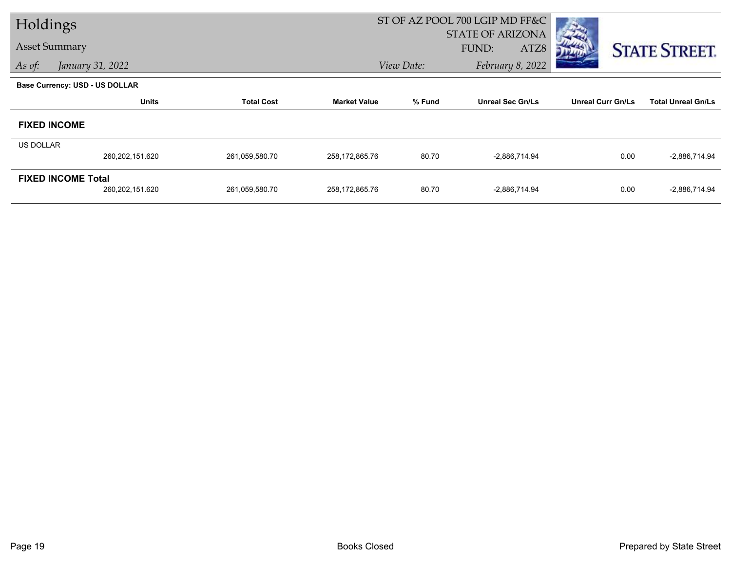# Holdings

Asset Summary

*As of:* *January 31, 2022*

ST OF AZ POOL 700 LGIP MD FF&C
STATE OF ARIZONA
FUND: ATZ8

*View Date:* *February 8, 2022*

**Base Currency: USD - US DOLLAR**

| | Units | Total Cost | Market Value | % Fund | Unreal Sec Gn/Ls | Unreal Curr Gn/Ls | Total Unreal Gn/Ls |
|---|---|---|---|---|---|---|---|
| **FIXED INCOME** | | | | | | | |
| US DOLLAR | 260,202,151.620 | 261,059,580.70 | 258,172,865.76 | 80.70 | -2,886,714.94 | 0.00 | -2,886,714.94 |
| **FIXED INCOME Total** | 260,202,151.620 | 261,059,580.70 | 258,172,865.76 | 80.70 | -2,886,714.94 | 0.00 | -2,886,714.94 |

Books Closed

Prepared by State Street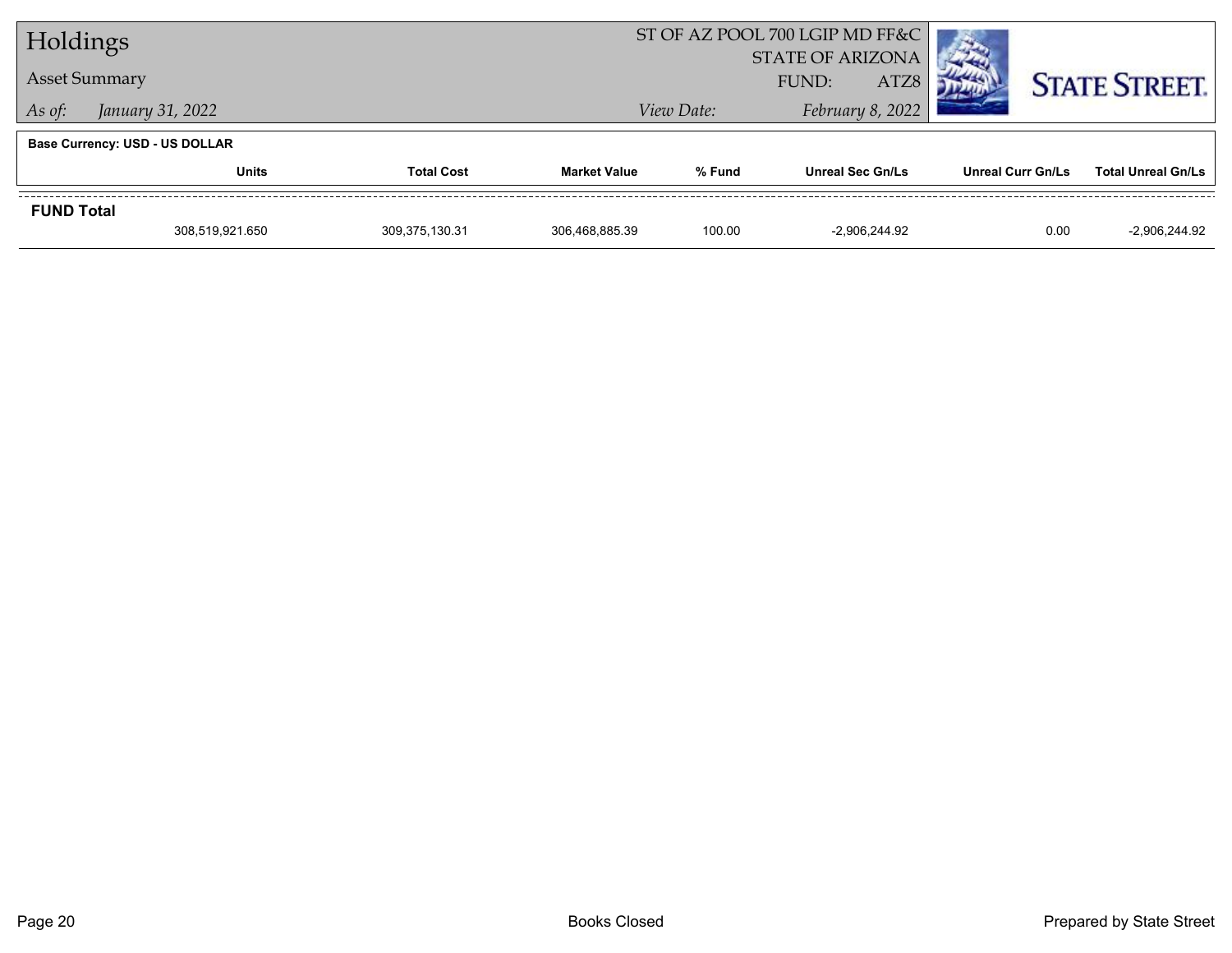# Holdings

**Asset Summary**

*As of:* *January 31, 2022*

ST OF AZ POOL 700 LGIP MD FF&C
STATE OF ARIZONA
FUND: ATZ8
*View Date:* *February 8, 2022*

STATE STREET.

**Base Currency: USD - US DOLLAR**

| | Units | Total Cost | Market Value | % Fund | Unreal Sec Gn/Ls | Unreal Curr Gn/Ls | Total Unreal Gn/Ls |
|---|---|---|---|---|---|---|---|
| **FUND Total** | | | | | | | |
| | 308,519,921.650 | 309,375,130.31 | 306,468,885.39 | 100.00 | -2,906,244.92 | 0.00 | -2,906,244.92 |

Books Closed

Prepared by State Street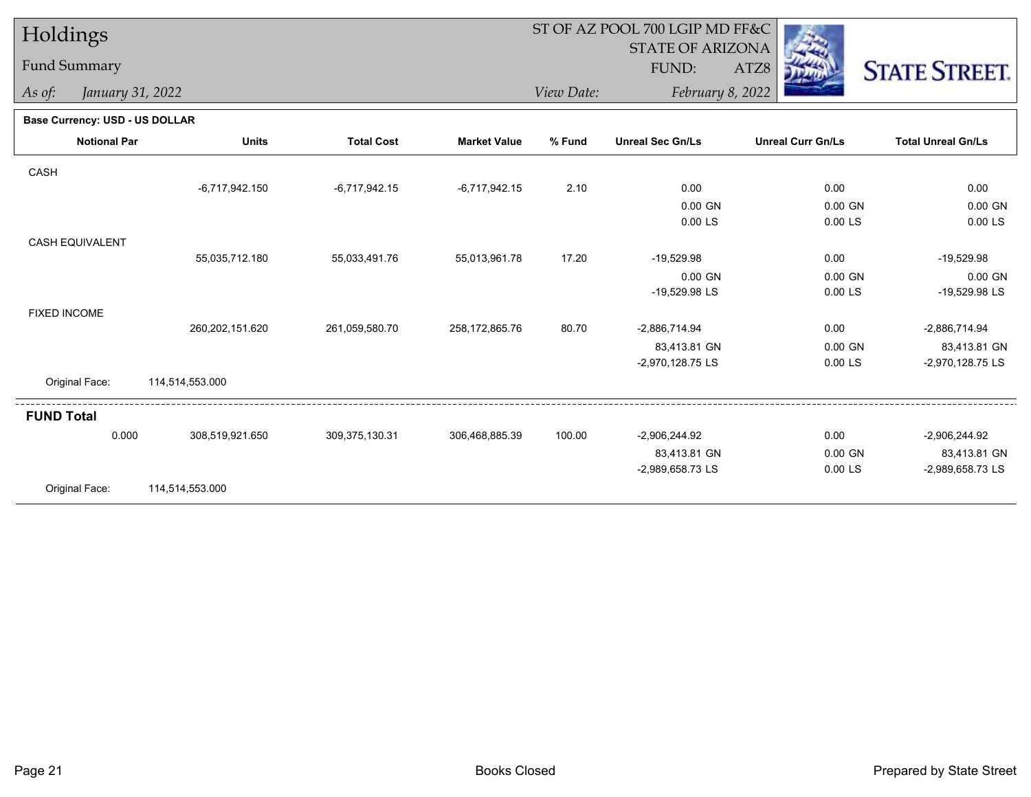# Holdings

Fund Summary

*As of: January 31, 2022*

ST OF AZ POOL 700 LGIP MD FF&C
STATE OF ARIZONA
FUND: ATZ8

*View Date: February 8, 2022*

STATE STREET.

**Base Currency: USD - US DOLLAR**

| Notional Par | Units | Total Cost | Market Value | % Fund | Unreal Sec Gn/Ls | Unreal Curr Gn/Ls | Total Unreal Gn/Ls |
|---|---|---|---|---|---|---|---|
| CASH | | | | | | | |
| | -6,717,942.150 | -6,717,942.15 | -6,717,942.15 | 2.10 | 0.00 | 0.00 | 0.00 |
| | | | | | 0.00 GN | 0.00 GN | 0.00 GN |
| | | | | | 0.00 LS | 0.00 LS | 0.00 LS |
| CASH EQUIVALENT | | | | | | | |
| | 55,035,712.180 | 55,033,491.76 | 55,013,961.78 | 17.20 | -19,529.98 | 0.00 | -19,529.98 |
| | | | | | 0.00 GN | 0.00 GN | 0.00 GN |
| | | | | | -19,529.98 LS | 0.00 LS | -19,529.98 LS |
| FIXED INCOME | | | | | | | |
| | 260,202,151.620 | 261,059,580.70 | 258,172,865.76 | 80.70 | -2,886,714.94 | 0.00 | -2,886,714.94 |
| | | | | | 83,413.81 GN | 0.00 GN | 83,413.81 GN |
| | | | | | -2,970,128.75 LS | 0.00 LS | -2,970,128.75 LS |
| Original Face: 114,514,553.000 | | | | | | | |
| **FUND Total** | | | | | | | |
| 0.000 | 308,519,921.650 | 309,375,130.31 | 306,468,885.39 | 100.00 | -2,906,244.92 | 0.00 | -2,906,244.92 |
| | | | | | 83,413.81 GN | 0.00 GN | 83,413.81 GN |
| | | | | | -2,989,658.73 LS | 0.00 LS | -2,989,658.73 LS |
| Original Face: 114,514,553.000 | | | | | | | |

Books Closed

Prepared by State Street